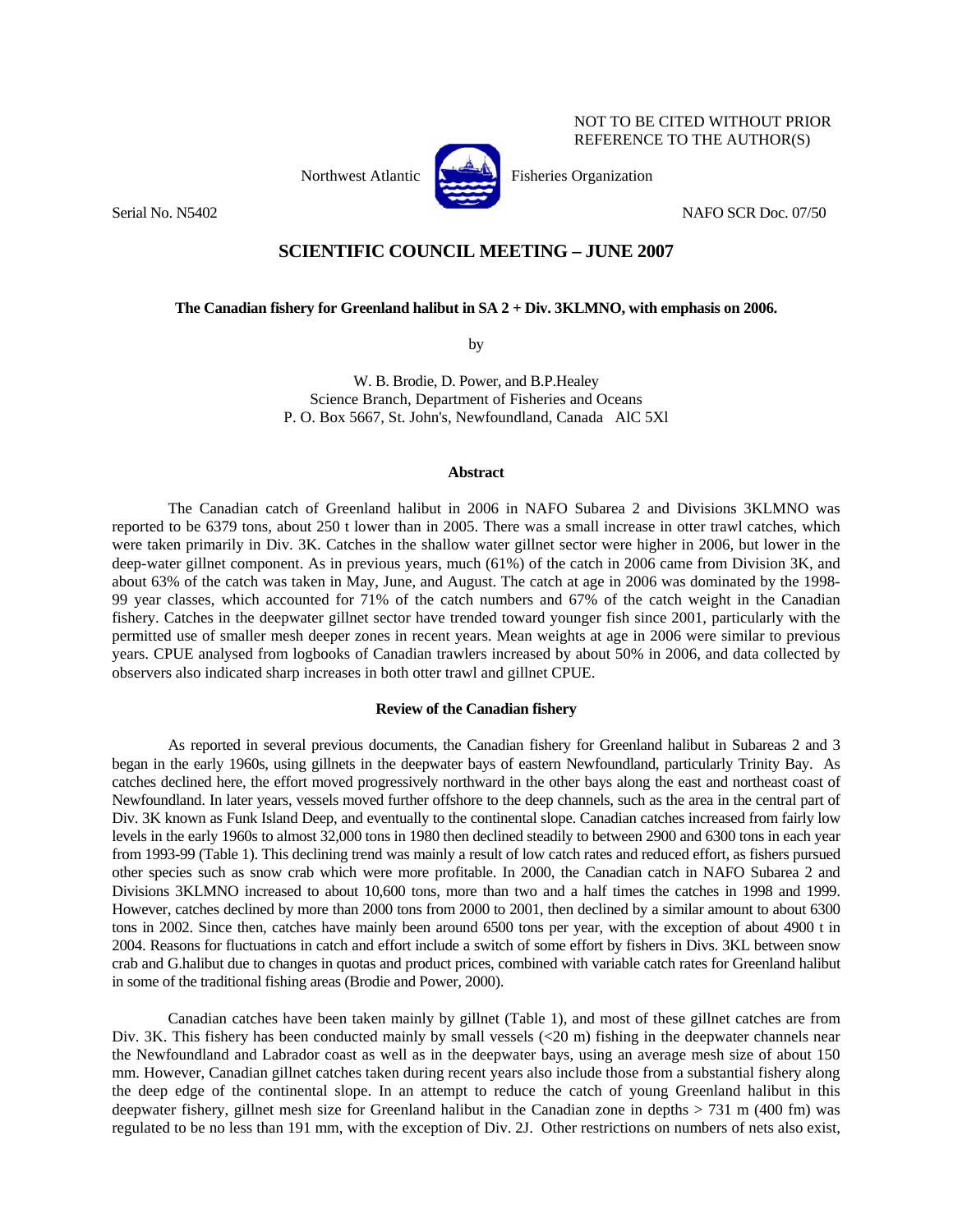NOT TO BE CITED WITHOUT PRIOR REFERENCE TO THE AUTHOR(S)

Northwest Atlantic Fisheries Organization

Serial No. N5402 NAFO SCR Doc. 07/50

# SCIENTIFIC COUNCIL MEETING – JUNE 2007

### The Canadian fishery for Greenland halibut in SA 2 + Div. 3KLMNO, with emphasis on 2006.

by

W. B. Brodie, D. Power, and B.P.Healey
Science Branch, Department of Fisheries and Oceans
P. O. Box 5667, St. John's, Newfoundland, Canada AlC 5Xl

## Abstract

The Canadian catch of Greenland halibut in 2006 in NAFO Subarea 2 and Divisions 3KLMNO was reported to be 6379 tons, about 250 t lower than in 2005. There was a small increase in otter trawl catches, which were taken primarily in Div. 3K. Catches in the shallow water gillnet sector were higher in 2006, but lower in the deep-water gillnet component. As in previous years, much (61%) of the catch in 2006 came from Division 3K, and about 63% of the catch was taken in May, June, and August. The catch at age in 2006 was dominated by the 1998-99 year classes, which accounted for 71% of the catch numbers and 67% of the catch weight in the Canadian fishery. Catches in the deepwater gillnet sector have trended toward younger fish since 2001, particularly with the permitted use of smaller mesh deeper zones in recent years. Mean weights at age in 2006 were similar to previous years. CPUE analysed from logbooks of Canadian trawlers increased by about 50% in 2006, and data collected by observers also indicated sharp increases in both otter trawl and gillnet CPUE.

## Review of the Canadian fishery

As reported in several previous documents, the Canadian fishery for Greenland halibut in Subareas 2 and 3 began in the early 1960s, using gillnets in the deepwater bays of eastern Newfoundland, particularly Trinity Bay. As catches declined here, the effort moved progressively northward in the other bays along the east and northeast coast of Newfoundland. In later years, vessels moved further offshore to the deep channels, such as the area in the central part of Div. 3K known as Funk Island Deep, and eventually to the continental slope. Canadian catches increased from fairly low levels in the early 1960s to almost 32,000 tons in 1980 then declined steadily to between 2900 and 6300 tons in each year from 1993-99 (Table 1). This declining trend was mainly a result of low catch rates and reduced effort, as fishers pursued other species such as snow crab which were more profitable. In 2000, the Canadian catch in NAFO Subarea 2 and Divisions 3KLMNO increased to about 10,600 tons, more than two and a half times the catches in 1998 and 1999. However, catches declined by more than 2000 tons from 2000 to 2001, then declined by a similar amount to about 6300 tons in 2002. Since then, catches have mainly been around 6500 tons per year, with the exception of about 4900 t in 2004. Reasons for fluctuations in catch and effort include a switch of some effort by fishers in Divs. 3KL between snow crab and G.halibut due to changes in quotas and product prices, combined with variable catch rates for Greenland halibut in some of the traditional fishing areas (Brodie and Power, 2000).

Canadian catches have been taken mainly by gillnet (Table 1), and most of these gillnet catches are from Div. 3K. This fishery has been conducted mainly by small vessels (<20 m) fishing in the deepwater channels near the Newfoundland and Labrador coast as well as in the deepwater bays, using an average mesh size of about 150 mm. However, Canadian gillnet catches taken during recent years also include those from a substantial fishery along the deep edge of the continental slope. In an attempt to reduce the catch of young Greenland halibut in this deepwater fishery, gillnet mesh size for Greenland halibut in the Canadian zone in depths > 731 m (400 fm) was regulated to be no less than 191 mm, with the exception of Div. 2J. Other restrictions on numbers of nets also exist,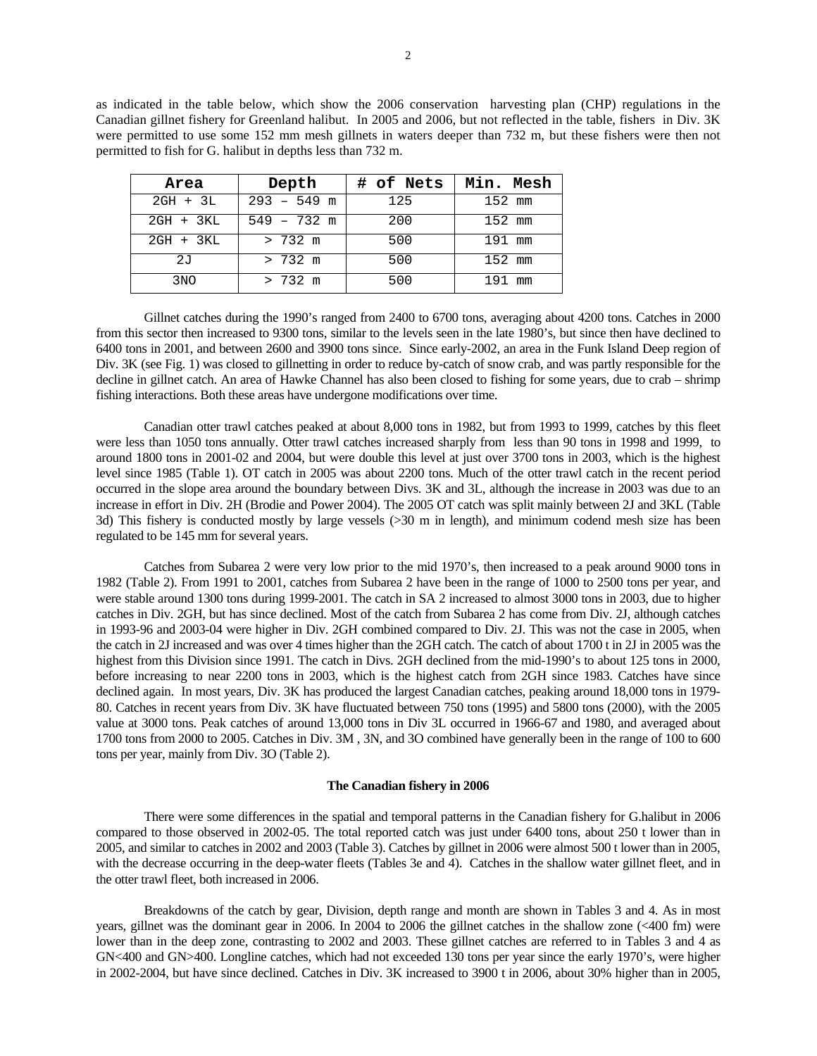as indicated in the table below, which show the 2006 conservation harvesting plan (CHP) regulations in the Canadian gillnet fishery for Greenland halibut. In 2005 and 2006, but not reflected in the table, fishers in Div. 3K were permitted to use some 152 mm mesh gillnets in waters deeper than 732 m, but these fishers were then not permitted to fish for G. halibut in depths less than 732 m.

| Area | Depth | # of Nets | Min. Mesh |
|---|---|---|---|
| 2GH + 3L | 293 – 549 m | 125 | 152 mm |
| 2GH + 3KL | 549 – 732 m | 200 | 152 mm |
| 2GH + 3KL | > 732 m | 500 | 191 mm |
| 2J | > 732 m | 500 | 152 mm |
| 3NO | > 732 m | 500 | 191 mm |

Gillnet catches during the 1990's ranged from 2400 to 6700 tons, averaging about 4200 tons. Catches in 2000 from this sector then increased to 9300 tons, similar to the levels seen in the late 1980's, but since then have declined to 6400 tons in 2001, and between 2600 and 3900 tons since. Since early-2002, an area in the Funk Island Deep region of Div. 3K (see Fig. 1) was closed to gillnetting in order to reduce by-catch of snow crab, and was partly responsible for the decline in gillnet catch. An area of Hawke Channel has also been closed to fishing for some years, due to crab – shrimp fishing interactions. Both these areas have undergone modifications over time.

Canadian otter trawl catches peaked at about 8,000 tons in 1982, but from 1993 to 1999, catches by this fleet were less than 1050 tons annually. Otter trawl catches increased sharply from less than 90 tons in 1998 and 1999, to around 1800 tons in 2001-02 and 2004, but were double this level at just over 3700 tons in 2003, which is the highest level since 1985 (Table 1). OT catch in 2005 was about 2200 tons. Much of the otter trawl catch in the recent period occurred in the slope area around the boundary between Divs. 3K and 3L, although the increase in 2003 was due to an increase in effort in Div. 2H (Brodie and Power 2004). The 2005 OT catch was split mainly between 2J and 3KL (Table 3d) This fishery is conducted mostly by large vessels (>30 m in length), and minimum codend mesh size has been regulated to be 145 mm for several years.

Catches from Subarea 2 were very low prior to the mid 1970's, then increased to a peak around 9000 tons in 1982 (Table 2). From 1991 to 2001, catches from Subarea 2 have been in the range of 1000 to 2500 tons per year, and were stable around 1300 tons during 1999-2001. The catch in SA 2 increased to almost 3000 tons in 2003, due to higher catches in Div. 2GH, but has since declined. Most of the catch from Subarea 2 has come from Div. 2J, although catches in 1993-96 and 2003-04 were higher in Div. 2GH combined compared to Div. 2J. This was not the case in 2005, when the catch in 2J increased and was over 4 times higher than the 2GH catch. The catch of about 1700 t in 2J in 2005 was the highest from this Division since 1991. The catch in Divs. 2GH declined from the mid-1990's to about 125 tons in 2000, before increasing to near 2200 tons in 2003, which is the highest catch from 2GH since 1983. Catches have since declined again. In most years, Div. 3K has produced the largest Canadian catches, peaking around 18,000 tons in 1979-80. Catches in recent years from Div. 3K have fluctuated between 750 tons (1995) and 5800 tons (2000), with the 2005 value at 3000 tons. Peak catches of around 13,000 tons in Div 3L occurred in 1966-67 and 1980, and averaged about 1700 tons from 2000 to 2005. Catches in Div. 3M , 3N, and 3O combined have generally been in the range of 100 to 600 tons per year, mainly from Div. 3O (Table 2).

### The Canadian fishery in 2006

There were some differences in the spatial and temporal patterns in the Canadian fishery for G.halibut in 2006 compared to those observed in 2002-05. The total reported catch was just under 6400 tons, about 250 t lower than in 2005, and similar to catches in 2002 and 2003 (Table 3). Catches by gillnet in 2006 were almost 500 t lower than in 2005, with the decrease occurring in the deep-water fleets (Tables 3e and 4). Catches in the shallow water gillnet fleet, and in the otter trawl fleet, both increased in 2006.

Breakdowns of the catch by gear, Division, depth range and month are shown in Tables 3 and 4. As in most years, gillnet was the dominant gear in 2006. In 2004 to 2006 the gillnet catches in the shallow zone (<400 fm) were lower than in the deep zone, contrasting to 2002 and 2003. These gillnet catches are referred to in Tables 3 and 4 as GN<400 and GN>400. Longline catches, which had not exceeded 130 tons per year since the early 1970's, were higher in 2002-2004, but have since declined. Catches in Div. 3K increased to 3900 t in 2006, about 30% higher than in 2005,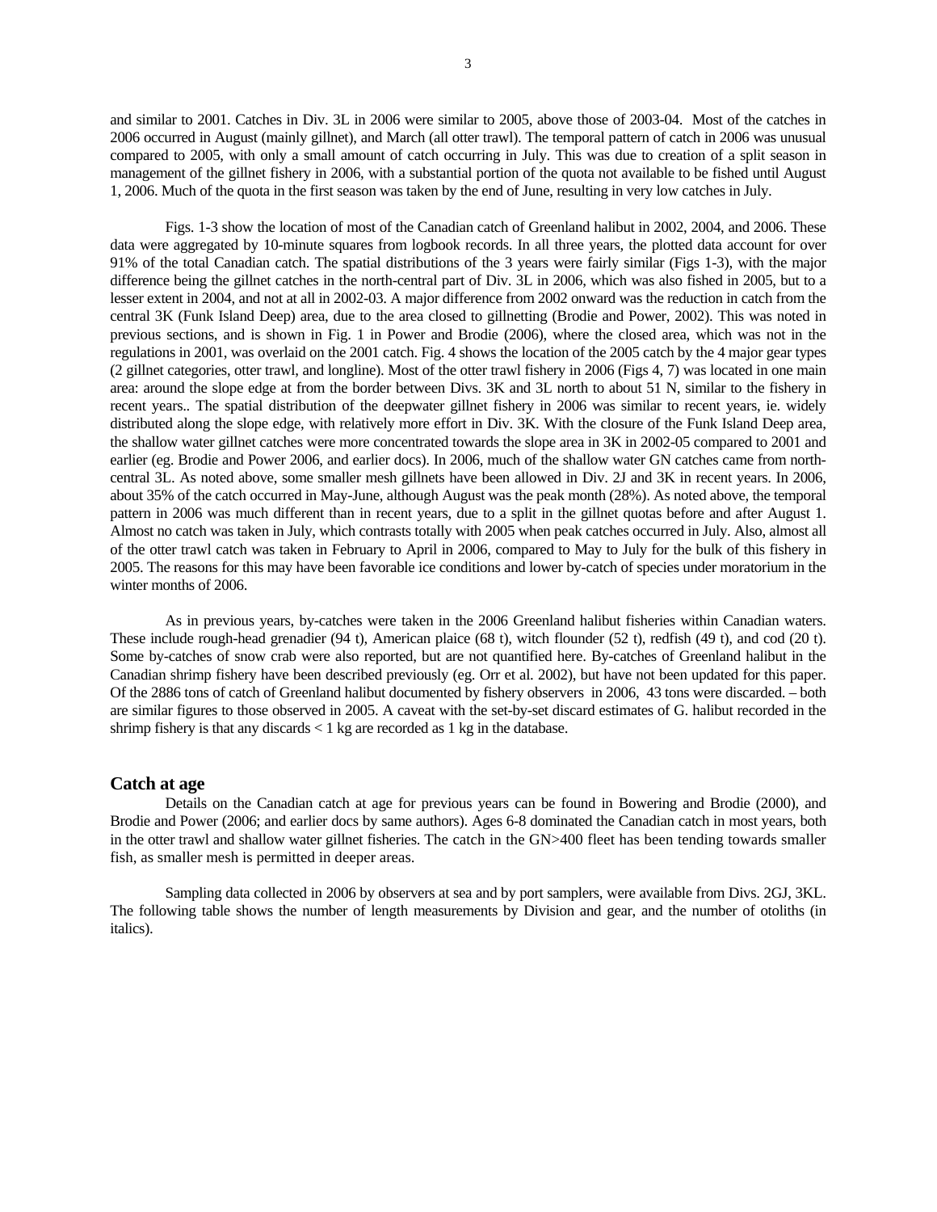and similar to 2001. Catches in Div. 3L in 2006 were similar to 2005, above those of 2003-04. Most of the catches in 2006 occurred in August (mainly gillnet), and March (all otter trawl). The temporal pattern of catch in 2006 was unusual compared to 2005, with only a small amount of catch occurring in July. This was due to creation of a split season in management of the gillnet fishery in 2006, with a substantial portion of the quota not available to be fished until August 1, 2006. Much of the quota in the first season was taken by the end of June, resulting in very low catches in July.

Figs. 1-3 show the location of most of the Canadian catch of Greenland halibut in 2002, 2004, and 2006. These data were aggregated by 10-minute squares from logbook records. In all three years, the plotted data account for over 91% of the total Canadian catch. The spatial distributions of the 3 years were fairly similar (Figs 1-3), with the major difference being the gillnet catches in the north-central part of Div. 3L in 2006, which was also fished in 2005, but to a lesser extent in 2004, and not at all in 2002-03. A major difference from 2002 onward was the reduction in catch from the central 3K (Funk Island Deep) area, due to the area closed to gillnetting (Brodie and Power, 2002). This was noted in previous sections, and is shown in Fig. 1 in Power and Brodie (2006), where the closed area, which was not in the regulations in 2001, was overlaid on the 2001 catch. Fig. 4 shows the location of the 2005 catch by the 4 major gear types (2 gillnet categories, otter trawl, and longline). Most of the otter trawl fishery in 2006 (Figs 4, 7) was located in one main area: around the slope edge at from the border between Divs. 3K and 3L north to about 51 N, similar to the fishery in recent years.. The spatial distribution of the deepwater gillnet fishery in 2006 was similar to recent years, ie. widely distributed along the slope edge, with relatively more effort in Div. 3K. With the closure of the Funk Island Deep area, the shallow water gillnet catches were more concentrated towards the slope area in 3K in 2002-05 compared to 2001 and earlier (eg. Brodie and Power 2006, and earlier docs). In 2006, much of the shallow water GN catches came from north-central 3L. As noted above, some smaller mesh gillnets have been allowed in Div. 2J and 3K in recent years. In 2006, about 35% of the catch occurred in May-June, although August was the peak month (28%). As noted above, the temporal pattern in 2006 was much different than in recent years, due to a split in the gillnet quotas before and after August 1. Almost no catch was taken in July, which contrasts totally with 2005 when peak catches occurred in July. Also, almost all of the otter trawl catch was taken in February to April in 2006, compared to May to July for the bulk of this fishery in 2005. The reasons for this may have been favorable ice conditions and lower by-catch of species under moratorium in the winter months of 2006.

As in previous years, by-catches were taken in the 2006 Greenland halibut fisheries within Canadian waters. These include rough-head grenadier (94 t), American plaice (68 t), witch flounder (52 t), redfish (49 t), and cod (20 t). Some by-catches of snow crab were also reported, but are not quantified here. By-catches of Greenland halibut in the Canadian shrimp fishery have been described previously (eg. Orr et al. 2002), but have not been updated for this paper. Of the 2886 tons of catch of Greenland halibut documented by fishery observers in 2006, 43 tons were discarded. – both are similar figures to those observed in 2005. A caveat with the set-by-set discard estimates of G. halibut recorded in the shrimp fishery is that any discards < 1 kg are recorded as 1 kg in the database.

## Catch at age

Details on the Canadian catch at age for previous years can be found in Bowering and Brodie (2000), and Brodie and Power (2006; and earlier docs by same authors). Ages 6-8 dominated the Canadian catch in most years, both in the otter trawl and shallow water gillnet fisheries. The catch in the GN>400 fleet has been tending towards smaller fish, as smaller mesh is permitted in deeper areas.

Sampling data collected in 2006 by observers at sea and by port samplers, were available from Divs. 2GJ, 3KL. The following table shows the number of length measurements by Division and gear, and the number of otoliths (in italics).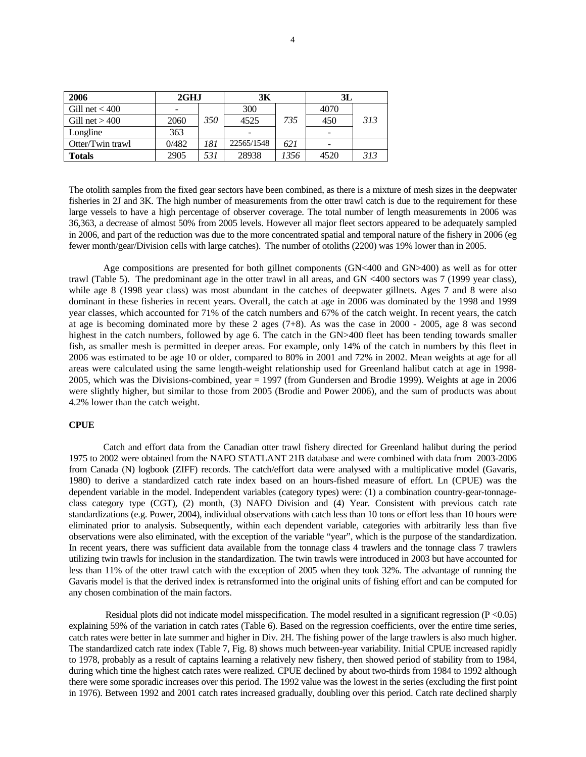| 2006 | 2GHJ | | 3K | | 3L | |
|---|---|---|---|---|---|---|
| Gill net < 400 | - | | 300 | | 4070 | |
| Gill net > 400 | 2060 | *350* | 4525 | *735* | 450 | *313* |
| Longline | 363 | | - | | - | |
| Otter/Twin trawl | 0/482 | *181* | 22565/1548 | *621* | - | |
| **Totals** | 2905 | *531* | 28938 | *1356* | 4520 | *313* |

The otolith samples from the fixed gear sectors have been combined, as there is a mixture of mesh sizes in the deepwater fisheries in 2J and 3K. The high number of measurements from the otter trawl catch is due to the requirement for these large vessels to have a high percentage of observer coverage. The total number of length measurements in 2006 was 36,363, a decrease of almost 50% from 2005 levels. However all major fleet sectors appeared to be adequately sampled in 2006, and part of the reduction was due to the more concentrated spatial and temporal nature of the fishery in 2006 (eg fewer month/gear/Division cells with large catches). The number of otoliths (2200) was 19% lower than in 2005.

Age compositions are presented for both gillnet components (GN<400 and GN>400) as well as for otter trawl (Table 5). The predominant age in the otter trawl in all areas, and GN <400 sectors was 7 (1999 year class), while age 8 (1998 year class) was most abundant in the catches of deepwater gillnets. Ages 7 and 8 were also dominant in these fisheries in recent years. Overall, the catch at age in 2006 was dominated by the 1998 and 1999 year classes, which accounted for 71% of the catch numbers and 67% of the catch weight. In recent years, the catch at age is becoming dominated more by these 2 ages (7+8). As was the case in 2000 - 2005, age 8 was second highest in the catch numbers, followed by age 6. The catch in the GN>400 fleet has been tending towards smaller fish, as smaller mesh is permitted in deeper areas. For example, only 14% of the catch in numbers by this fleet in 2006 was estimated to be age 10 or older, compared to 80% in 2001 and 72% in 2002. Mean weights at age for all areas were calculated using the same length-weight relationship used for Greenland halibut catch at age in 1998-2005, which was the Divisions-combined, year = 1997 (from Gundersen and Brodie 1999). Weights at age in 2006 were slightly higher, but similar to those from 2005 (Brodie and Power 2006), and the sum of products was about 4.2% lower than the catch weight.

**CPUE**

Catch and effort data from the Canadian otter trawl fishery directed for Greenland halibut during the period 1975 to 2002 were obtained from the NAFO STATLANT 21B database and were combined with data from 2003-2006 from Canada (N) logbook (ZIFF) records. The catch/effort data were analysed with a multiplicative model (Gavaris, 1980) to derive a standardized catch rate index based on an hours-fished measure of effort. Ln (CPUE) was the dependent variable in the model. Independent variables (category types) were: (1) a combination country-gear-tonnage-class category type (CGT), (2) month, (3) NAFO Division and (4) Year. Consistent with previous catch rate standardizations (e.g. Power, 2004), individual observations with catch less than 10 tons or effort less than 10 hours were eliminated prior to analysis. Subsequently, within each dependent variable, categories with arbitrarily less than five observations were also eliminated, with the exception of the variable "year", which is the purpose of the standardization. In recent years, there was sufficient data available from the tonnage class 4 trawlers and the tonnage class 7 trawlers utilizing twin trawls for inclusion in the standardization. The twin trawls were introduced in 2003 but have accounted for less than 11% of the otter trawl catch with the exception of 2005 when they took 32%. The advantage of running the Gavaris model is that the derived index is retransformed into the original units of fishing effort and can be computed for any chosen combination of the main factors.

Residual plots did not indicate model misspecification. The model resulted in a significant regression ($P < 0.05$) explaining 59% of the variation in catch rates (Table 6). Based on the regression coefficients, over the entire time series, catch rates were better in late summer and higher in Div. 2H. The fishing power of the large trawlers is also much higher. The standardized catch rate index (Table 7, Fig. 8) shows much between-year variability. Initial CPUE increased rapidly to 1978, probably as a result of captains learning a relatively new fishery, then showed period of stability from to 1984, during which time the highest catch rates were realized. CPUE declined by about two-thirds from 1984 to 1992 although there were some sporadic increases over this period. The 1992 value was the lowest in the series (excluding the first point in 1976). Between 1992 and 2001 catch rates increased gradually, doubling over this period. Catch rate declined sharply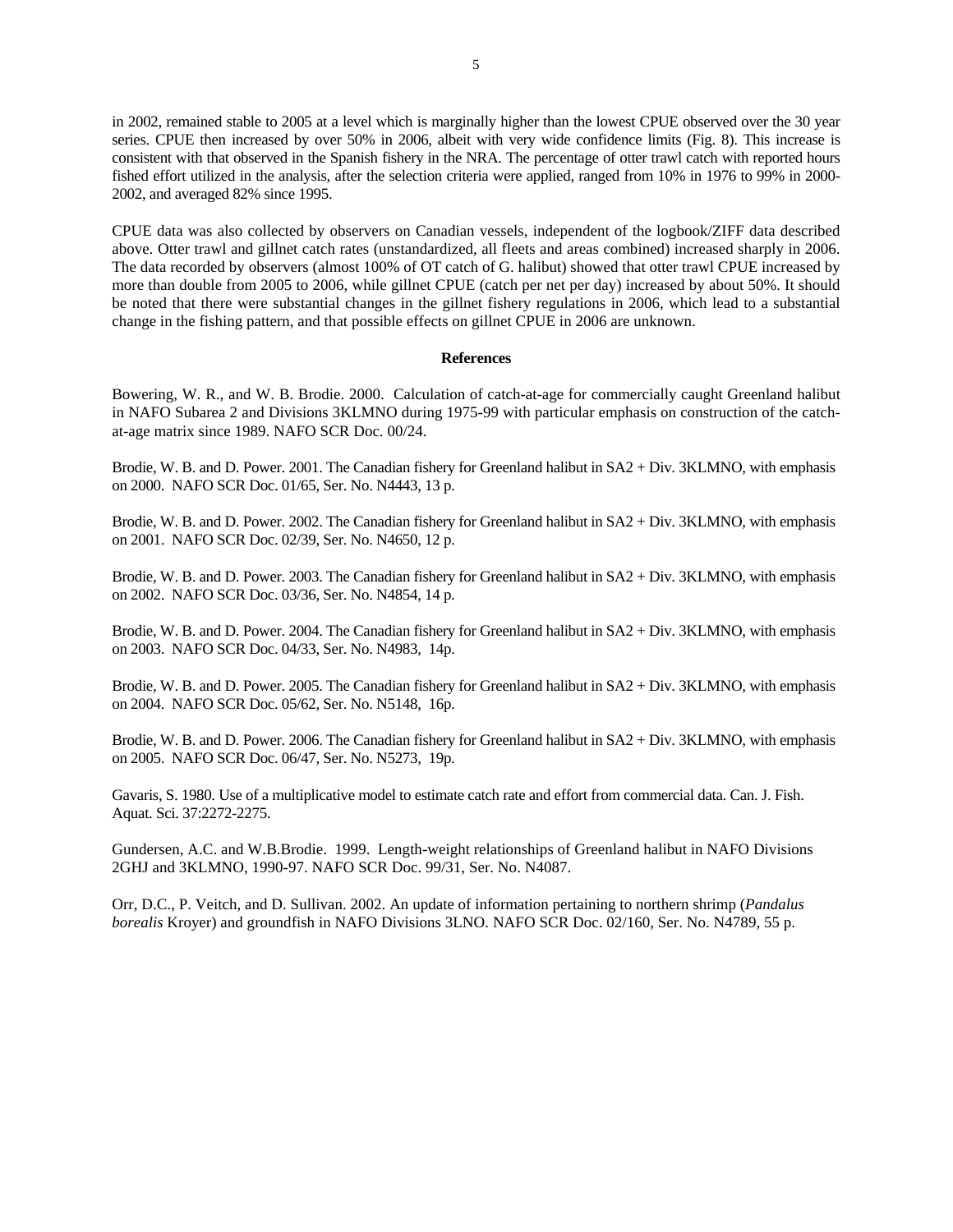in 2002, remained stable to 2005 at a level which is marginally higher than the lowest CPUE observed over the 30 year series. CPUE then increased by over 50% in 2006, albeit with very wide confidence limits (Fig. 8). This increase is consistent with that observed in the Spanish fishery in the NRA. The percentage of otter trawl catch with reported hours fished effort utilized in the analysis, after the selection criteria were applied, ranged from 10% in 1976 to 99% in 2000-2002, and averaged 82% since 1995.

CPUE data was also collected by observers on Canadian vessels, independent of the logbook/ZIFF data described above. Otter trawl and gillnet catch rates (unstandardized, all fleets and areas combined) increased sharply in 2006. The data recorded by observers (almost 100% of OT catch of G. halibut) showed that otter trawl CPUE increased by more than double from 2005 to 2006, while gillnet CPUE (catch per net per day) increased by about 50%. It should be noted that there were substantial changes in the gillnet fishery regulations in 2006, which lead to a substantial change in the fishing pattern, and that possible effects on gillnet CPUE in 2006 are unknown.

## References

Bowering, W. R., and W. B. Brodie. 2000. Calculation of catch-at-age for commercially caught Greenland halibut in NAFO Subarea 2 and Divisions 3KLMNO during 1975-99 with particular emphasis on construction of the catch-at-age matrix since 1989. NAFO SCR Doc. 00/24.

Brodie, W. B. and D. Power. 2001. The Canadian fishery for Greenland halibut in SA2 + Div. 3KLMNO, with emphasis on 2000. NAFO SCR Doc. 01/65, Ser. No. N4443, 13 p.

Brodie, W. B. and D. Power. 2002. The Canadian fishery for Greenland halibut in SA2 + Div. 3KLMNO, with emphasis on 2001. NAFO SCR Doc. 02/39, Ser. No. N4650, 12 p.

Brodie, W. B. and D. Power. 2003. The Canadian fishery for Greenland halibut in SA2 + Div. 3KLMNO, with emphasis on 2002. NAFO SCR Doc. 03/36, Ser. No. N4854, 14 p.

Brodie, W. B. and D. Power. 2004. The Canadian fishery for Greenland halibut in SA2 + Div. 3KLMNO, with emphasis on 2003. NAFO SCR Doc. 04/33, Ser. No. N4983, 14p.

Brodie, W. B. and D. Power. 2005. The Canadian fishery for Greenland halibut in SA2 + Div. 3KLMNO, with emphasis on 2004. NAFO SCR Doc. 05/62, Ser. No. N5148, 16p.

Brodie, W. B. and D. Power. 2006. The Canadian fishery for Greenland halibut in SA2 + Div. 3KLMNO, with emphasis on 2005. NAFO SCR Doc. 06/47, Ser. No. N5273, 19p.

Gavaris, S. 1980. Use of a multiplicative model to estimate catch rate and effort from commercial data. Can. J. Fish. Aquat. Sci. 37:2272-2275.

Gundersen, A.C. and W.B.Brodie. 1999. Length-weight relationships of Greenland halibut in NAFO Divisions 2GHJ and 3KLMNO, 1990-97. NAFO SCR Doc. 99/31, Ser. No. N4087.

Orr, D.C., P. Veitch, and D. Sullivan. 2002. An update of information pertaining to northern shrimp (*Pandalus borealis* Kroyer) and groundfish in NAFO Divisions 3LNO. NAFO SCR Doc. 02/160, Ser. No. N4789, 55 p.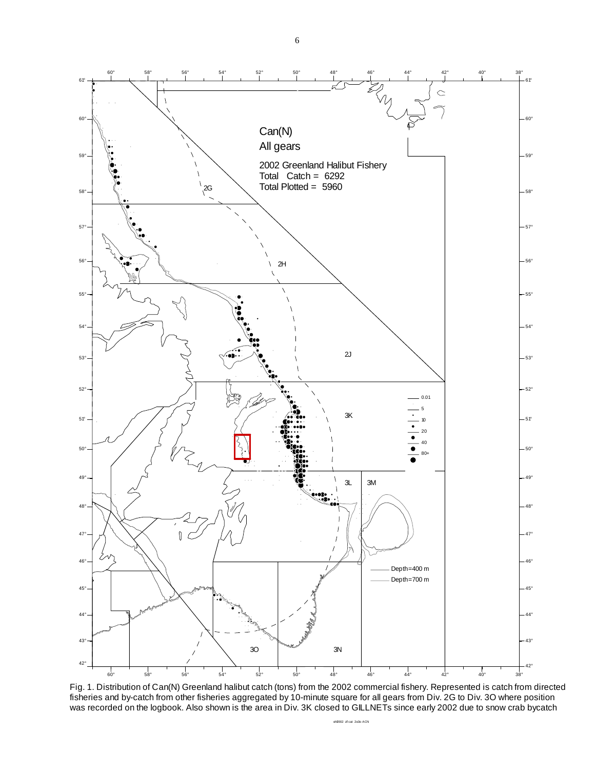Can(N)

All gears

2002 Greenland Halibut Fishery
Total Catch = 6292
Total Plotted = 5960

Fig. 1. Distribution of Can(N) Greenland halibut catch (tons) from the 2002 commercial fishery. Represented is catch from directed fisheries and by-catch from other fisheries aggregated by 10-minute square for all gears from Div. 2G to Div. 3O where position was recorded on the logbook. Also shown is the area in Div. 3K closed to GILLNETs since early 2002 due to snow crab bycatch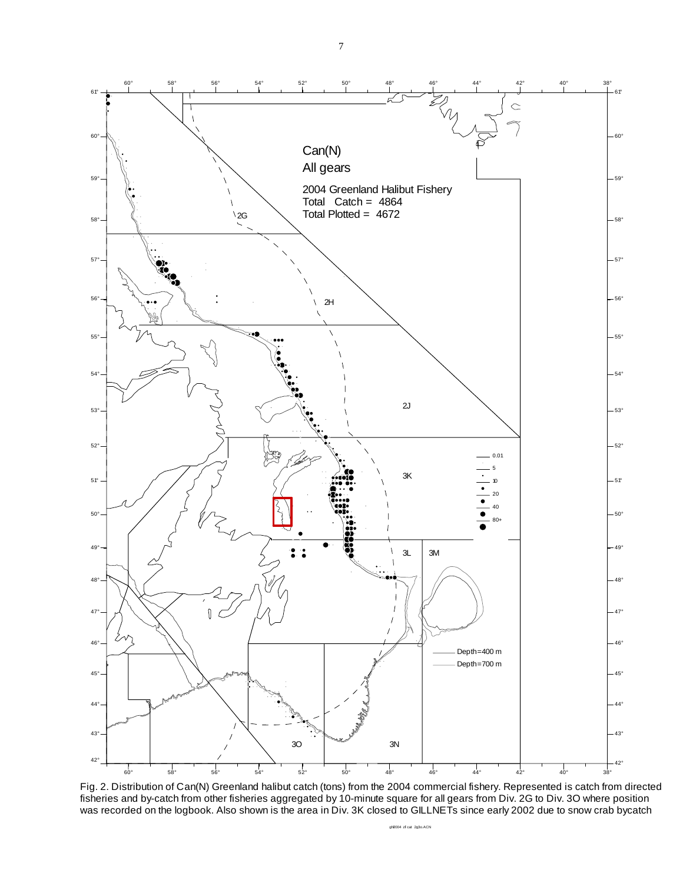Can(N)
All gears

2004 Greenland Halibut Fishery
Total Catch = 4864
Total Plotted = 4672

Fig. 2. Distribution of Can(N) Greenland halibut catch (tons) from the 2004 commercial fishery. Represented is catch from directed fisheries and by-catch from other fisheries aggregated by 10-minute square for all gears from Div. 2G to Div. 3O where position was recorded on the logbook. Also shown is the area in Div. 3K closed to GILLNETs since early 2002 due to snow crab bycatch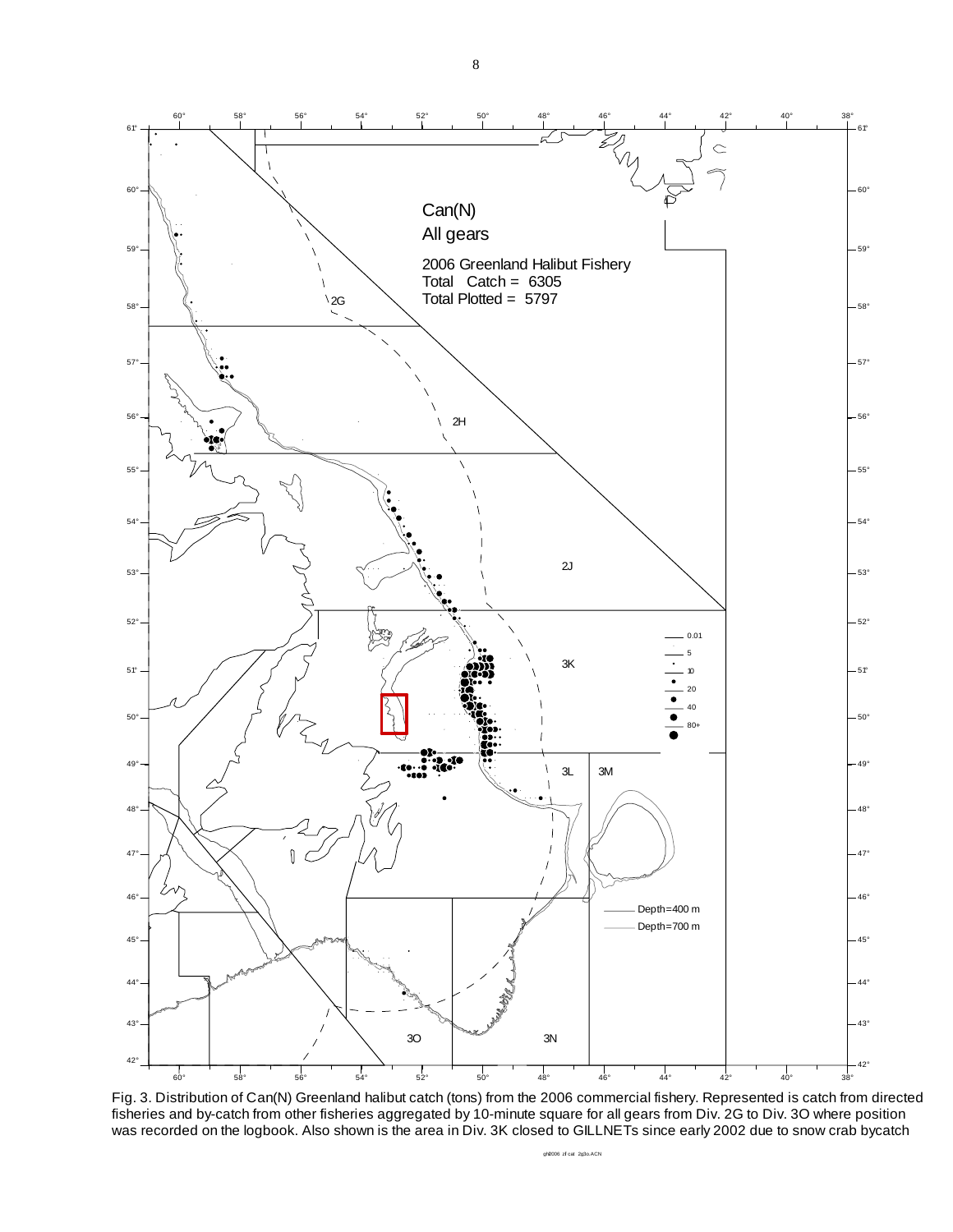Can(N)
All gears

2006 Greenland Halibut Fishery
Total Catch = 6305
Total Plotted = 5797

Fig. 3. Distribution of Can(N) Greenland halibut catch (tons) from the 2006 commercial fishery. Represented is catch from directed fisheries and by-catch from other fisheries aggregated by 10-minute square for all gears from Div. 2G to Div. 3O where position was recorded on the logbook. Also shown is the area in Div. 3K closed to GILLNETs since early 2002 due to snow crab bycatch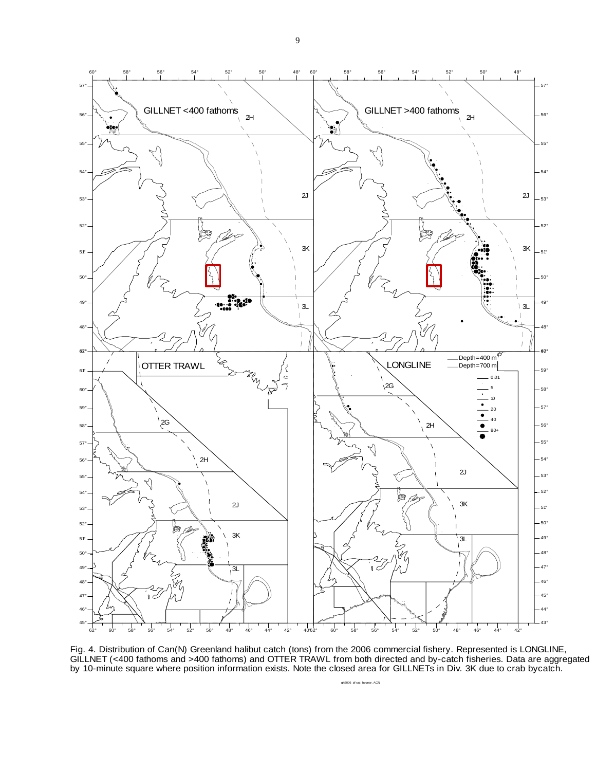Fig. 4. Distribution of Can(N) Greenland halibut catch (tons) from the 2006 commercial fishery. Represented is LONGLINE, GILLNET (<400 fathoms and >400 fathoms) and OTTER TRAWL from both directed and by-catch fisheries. Data are aggregated by 10-minute square where position information exists. Note the closed area for GILLNETs in Div. 3K due to crab bycatch.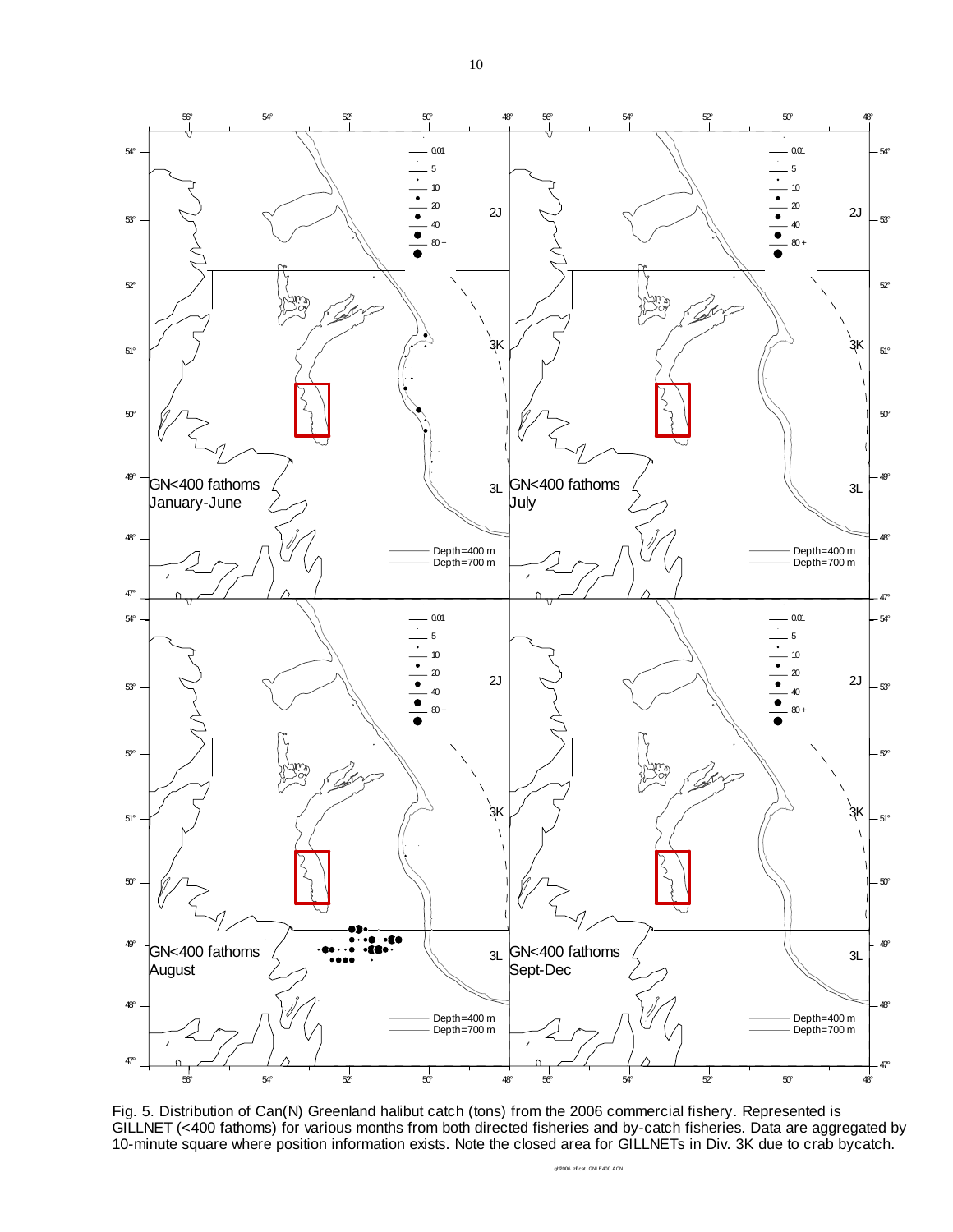Fig. 5. Distribution of Can(N) Greenland halibut catch (tons) from the 2006 commercial fishery. Represented is GILLNET (<400 fathoms) for various months from both directed fisheries and by-catch fisheries. Data are aggregated by 10-minute square where position information exists. Note the closed area for GILLNETs in Div. 3K due to crab bycatch.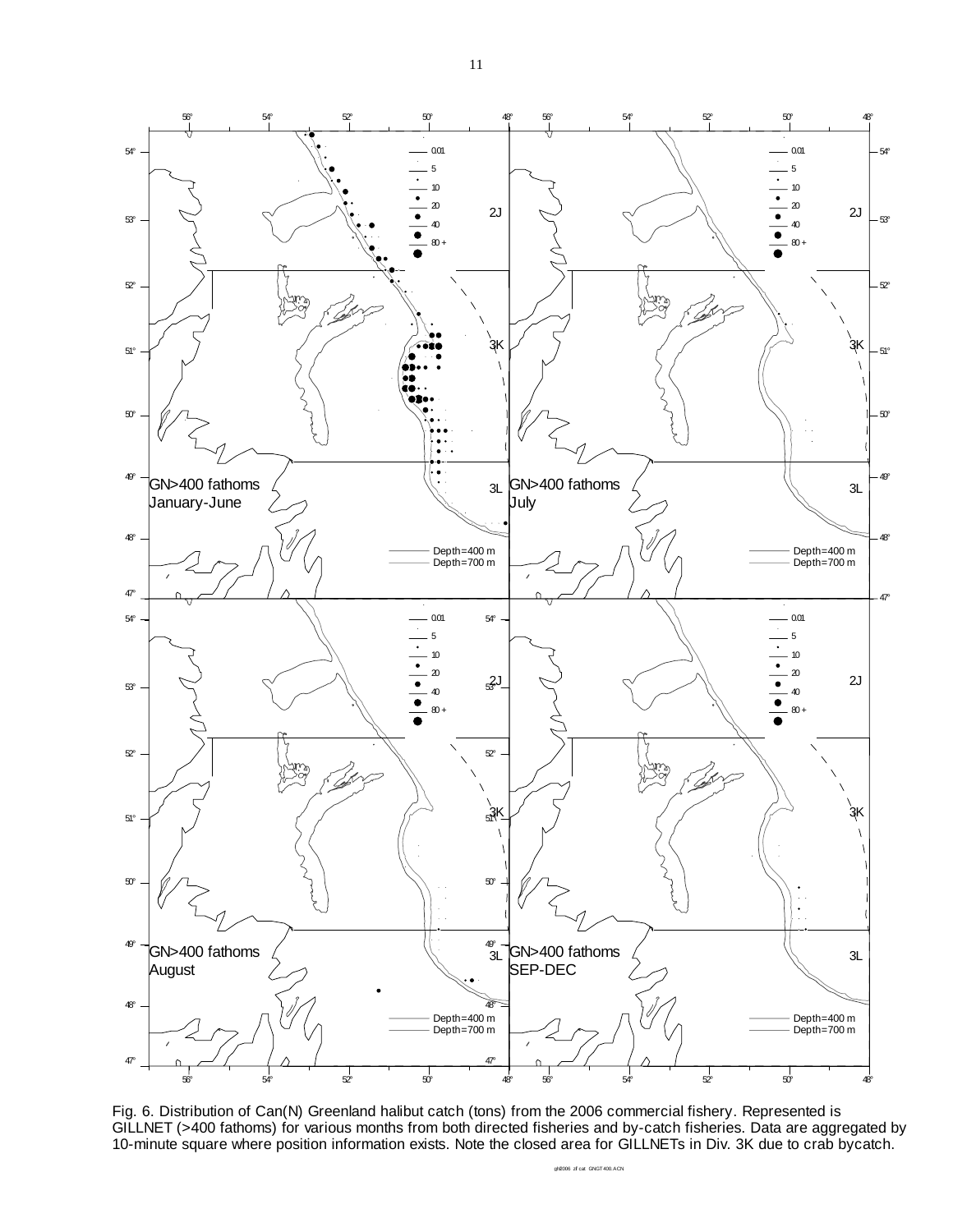Fig. 6. Distribution of Can(N) Greenland halibut catch (tons) from the 2006 commercial fishery. Represented is GILLNET (>400 fathoms) for various months from both directed fisheries and by-catch fisheries. Data are aggregated by 10-minute square where position information exists. Note the closed area for GILLNETs in Div. 3K due to crab bycatch.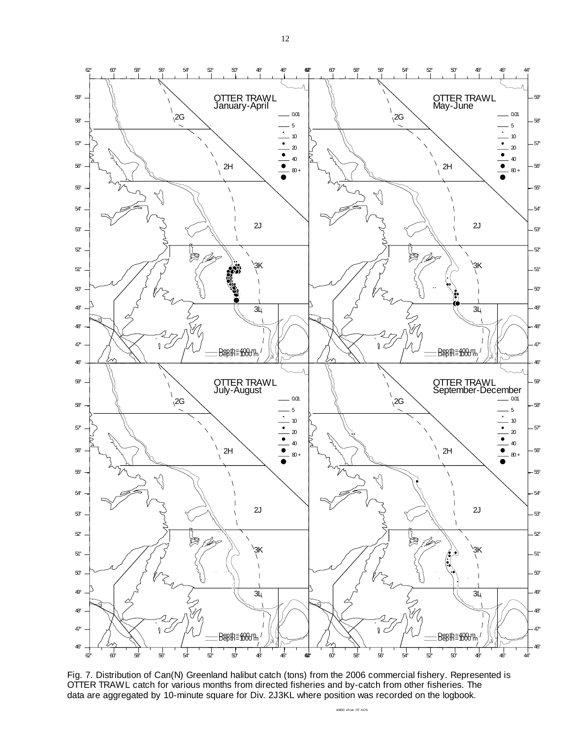Fig. 7. Distribution of Can(N) Greenland halibut catch (tons) from the 2006 commercial fishery. Represented is OTTER TRAWL catch for various months from directed fisheries and by-catch from other fisheries. The data are aggregated by 10-minute square for Div. 2J3KL where position was recorded on the logbook.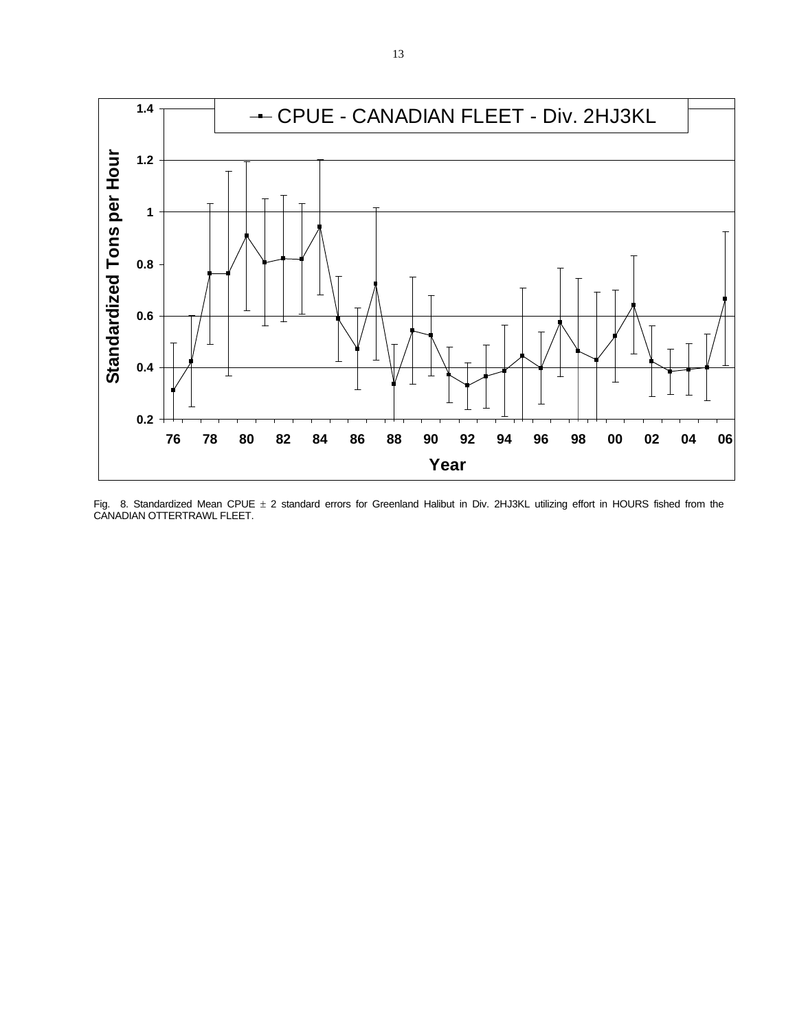Fig. 8. Standardized Mean CPUE $\pm$ 2 standard errors for Greenland Halibut in Div. 2HJ3KL utilizing effort in HOURS fished from the CANADIAN OTTERTRAWL FLEET.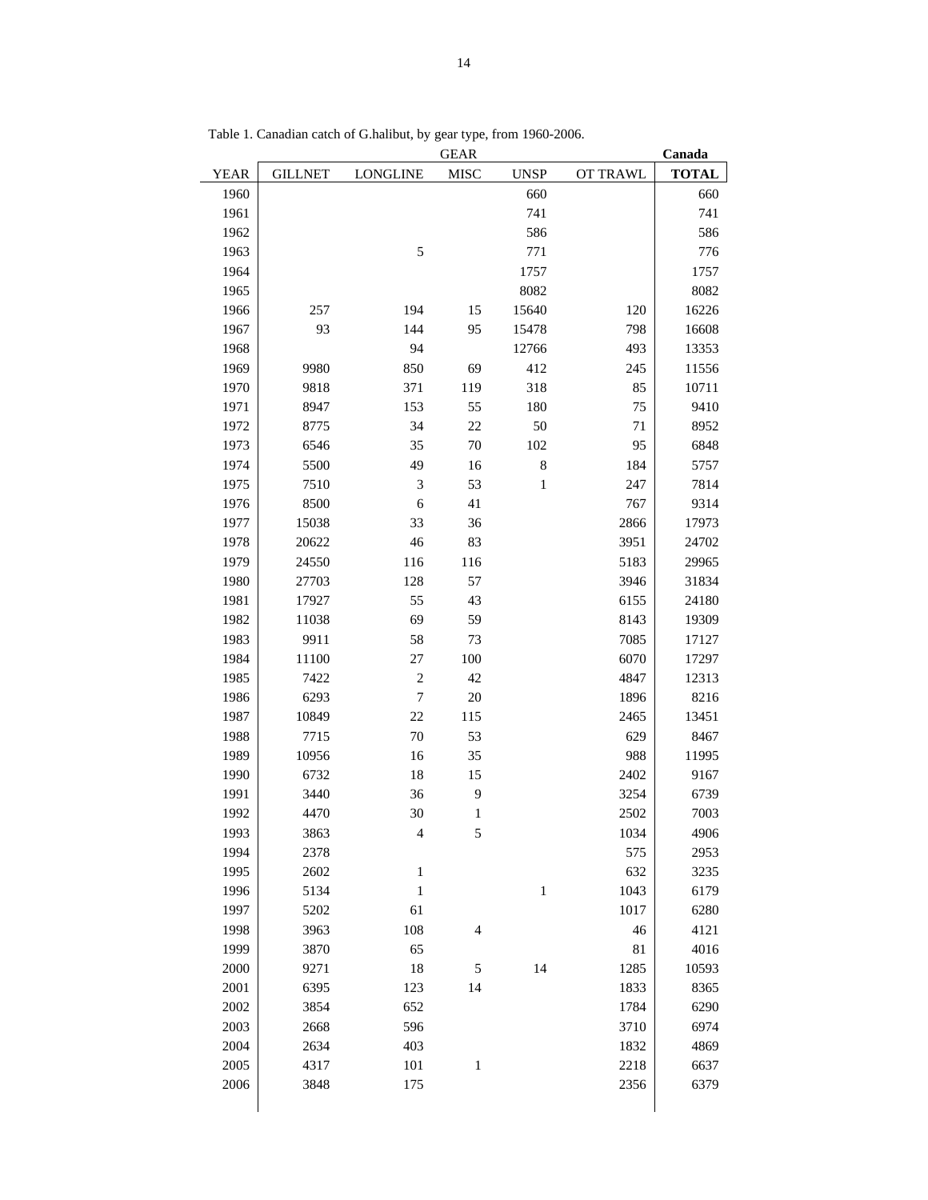Table 1. Canadian catch of G.halibut, by gear type, from 1960-2006.

| | GEAR | | | | | **Canada** |
|---|---|---|---|---|---|---|
| YEAR | GILLNET | LONGLINE | MISC | UNSP | OT TRAWL | **TOTAL** |
| 1960 | | | | 660 | | 660 |
| 1961 | | | | 741 | | 741 |
| 1962 | | | | 586 | | 586 |
| 1963 | | 5 | | 771 | | 776 |
| 1964 | | | | 1757 | | 1757 |
| 1965 | | | | 8082 | | 8082 |
| 1966 | 257 | 194 | 15 | 15640 | 120 | 16226 |
| 1967 | 93 | 144 | 95 | 15478 | 798 | 16608 |
| 1968 | | 94 | | 12766 | 493 | 13353 |
| 1969 | 9980 | 850 | 69 | 412 | 245 | 11556 |
| 1970 | 9818 | 371 | 119 | 318 | 85 | 10711 |
| 1971 | 8947 | 153 | 55 | 180 | 75 | 9410 |
| 1972 | 8775 | 34 | 22 | 50 | 71 | 8952 |
| 1973 | 6546 | 35 | 70 | 102 | 95 | 6848 |
| 1974 | 5500 | 49 | 16 | 8 | 184 | 5757 |
| 1975 | 7510 | 3 | 53 | 1 | 247 | 7814 |
| 1976 | 8500 | 6 | 41 | | 767 | 9314 |
| 1977 | 15038 | 33 | 36 | | 2866 | 17973 |
| 1978 | 20622 | 46 | 83 | | 3951 | 24702 |
| 1979 | 24550 | 116 | 116 | | 5183 | 29965 |
| 1980 | 27703 | 128 | 57 | | 3946 | 31834 |
| 1981 | 17927 | 55 | 43 | | 6155 | 24180 |
| 1982 | 11038 | 69 | 59 | | 8143 | 19309 |
| 1983 | 9911 | 58 | 73 | | 7085 | 17127 |
| 1984 | 11100 | 27 | 100 | | 6070 | 17297 |
| 1985 | 7422 | 2 | 42 | | 4847 | 12313 |
| 1986 | 6293 | 7 | 20 | | 1896 | 8216 |
| 1987 | 10849 | 22 | 115 | | 2465 | 13451 |
| 1988 | 7715 | 70 | 53 | | 629 | 8467 |
| 1989 | 10956 | 16 | 35 | | 988 | 11995 |
| 1990 | 6732 | 18 | 15 | | 2402 | 9167 |
| 1991 | 3440 | 36 | 9 | | 3254 | 6739 |
| 1992 | 4470 | 30 | 1 | | 2502 | 7003 |
| 1993 | 3863 | 4 | 5 | | 1034 | 4906 |
| 1994 | 2378 | | | | 575 | 2953 |
| 1995 | 2602 | 1 | | | 632 | 3235 |
| 1996 | 5134 | 1 | | 1 | 1043 | 6179 |
| 1997 | 5202 | 61 | | | 1017 | 6280 |
| 1998 | 3963 | 108 | 4 | | 46 | 4121 |
| 1999 | 3870 | 65 | | | 81 | 4016 |
| 2000 | 9271 | 18 | 5 | 14 | 1285 | 10593 |
| 2001 | 6395 | 123 | 14 | | 1833 | 8365 |
| 2002 | 3854 | 652 | | | 1784 | 6290 |
| 2003 | 2668 | 596 | | | 3710 | 6974 |
| 2004 | 2634 | 403 | | | 1832 | 4869 |
| 2005 | 4317 | 101 | 1 | | 2218 | 6637 |
| 2006 | 3848 | 175 | | | 2356 | 6379 |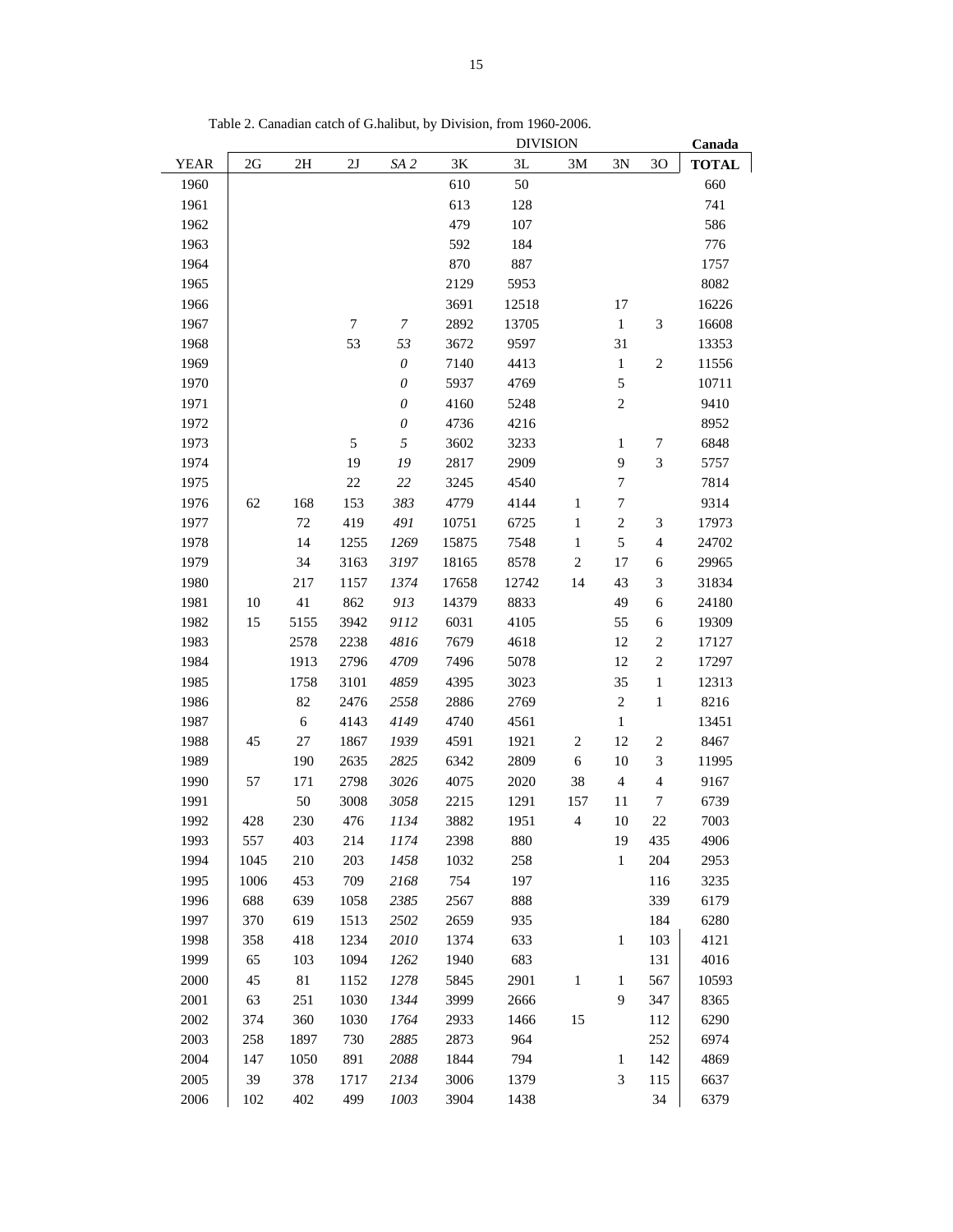Table 2. Canadian catch of G.halibut, by Division, from 1960-2006.

| | DIVISION | | | | | | | | | Canada |
|---|---|---|---|---|---|---|---|---|---|---|
| YEAR | 2G | 2H | 2J | *SA 2* | 3K | 3L | 3M | 3N | 3O | **TOTAL** |
| 1960 | | | | | 610 | 50 | | | | 660 |
| 1961 | | | | | 613 | 128 | | | | 741 |
| 1962 | | | | | 479 | 107 | | | | 586 |
| 1963 | | | | | 592 | 184 | | | | 776 |
| 1964 | | | | | 870 | 887 | | | | 1757 |
| 1965 | | | | | 2129 | 5953 | | | | 8082 |
| 1966 | | | | | 3691 | 12518 | | 17 | | 16226 |
| 1967 | | | 7 | *7* | 2892 | 13705 | | 1 | 3 | 16608 |
| 1968 | | | 53 | *53* | 3672 | 9597 | | 31 | | 13353 |
| 1969 | | | | *0* | 7140 | 4413 | | 1 | 2 | 11556 |
| 1970 | | | | *0* | 5937 | 4769 | | 5 | | 10711 |
| 1971 | | | | *0* | 4160 | 5248 | | 2 | | 9410 |
| 1972 | | | | *0* | 4736 | 4216 | | | | 8952 |
| 1973 | | | 5 | *5* | 3602 | 3233 | | 1 | 7 | 6848 |
| 1974 | | | 19 | *19* | 2817 | 2909 | | 9 | 3 | 5757 |
| 1975 | | | 22 | *22* | 3245 | 4540 | | 7 | | 7814 |
| 1976 | 62 | 168 | 153 | *383* | 4779 | 4144 | 1 | 7 | | 9314 |
| 1977 | | 72 | 419 | *491* | 10751 | 6725 | 1 | 2 | 3 | 17973 |
| 1978 | | 14 | 1255 | *1269* | 15875 | 7548 | 1 | 5 | 4 | 24702 |
| 1979 | | 34 | 3163 | *3197* | 18165 | 8578 | 2 | 17 | 6 | 29965 |
| 1980 | | 217 | 1157 | *1374* | 17658 | 12742 | 14 | 43 | 3 | 31834 |
| 1981 | 10 | 41 | 862 | *913* | 14379 | 8833 | | 49 | 6 | 24180 |
| 1982 | 15 | 5155 | 3942 | *9112* | 6031 | 4105 | | 55 | 6 | 19309 |
| 1983 | | 2578 | 2238 | *4816* | 7679 | 4618 | | 12 | 2 | 17127 |
| 1984 | | 1913 | 2796 | *4709* | 7496 | 5078 | | 12 | 2 | 17297 |
| 1985 | | 1758 | 3101 | *4859* | 4395 | 3023 | | 35 | 1 | 12313 |
| 1986 | | 82 | 2476 | *2558* | 2886 | 2769 | | 2 | 1 | 8216 |
| 1987 | | 6 | 4143 | *4149* | 4740 | 4561 | | 1 | | 13451 |
| 1988 | 45 | 27 | 1867 | *1939* | 4591 | 1921 | 2 | 12 | 2 | 8467 |
| 1989 | | 190 | 2635 | *2825* | 6342 | 2809 | 6 | 10 | 3 | 11995 |
| 1990 | 57 | 171 | 2798 | *3026* | 4075 | 2020 | 38 | 4 | 4 | 9167 |
| 1991 | | 50 | 3008 | *3058* | 2215 | 1291 | 157 | 11 | 7 | 6739 |
| 1992 | 428 | 230 | 476 | *1134* | 3882 | 1951 | 4 | 10 | 22 | 7003 |
| 1993 | 557 | 403 | 214 | *1174* | 2398 | 880 | | 19 | 435 | 4906 |
| 1994 | 1045 | 210 | 203 | *1458* | 1032 | 258 | | 1 | 204 | 2953 |
| 1995 | 1006 | 453 | 709 | *2168* | 754 | 197 | | | 116 | 3235 |
| 1996 | 688 | 639 | 1058 | *2385* | 2567 | 888 | | | 339 | 6179 |
| 1997 | 370 | 619 | 1513 | *2502* | 2659 | 935 | | | 184 | 6280 |
| 1998 | 358 | 418 | 1234 | *2010* | 1374 | 633 | | 1 | 103 | 4121 |
| 1999 | 65 | 103 | 1094 | *1262* | 1940 | 683 | | | 131 | 4016 |
| 2000 | 45 | 81 | 1152 | *1278* | 5845 | 2901 | 1 | 1 | 567 | 10593 |
| 2001 | 63 | 251 | 1030 | *1344* | 3999 | 2666 | | 9 | 347 | 8365 |
| 2002 | 374 | 360 | 1030 | *1764* | 2933 | 1466 | 15 | | 112 | 6290 |
| 2003 | 258 | 1897 | 730 | *2885* | 2873 | 964 | | | 252 | 6974 |
| 2004 | 147 | 1050 | 891 | *2088* | 1844 | 794 | | 1 | 142 | 4869 |
| 2005 | 39 | 378 | 1717 | *2134* | 3006 | 1379 | | 3 | 115 | 6637 |
| 2006 | 102 | 402 | 499 | *1003* | 3904 | 1438 | | | 34 | 6379 |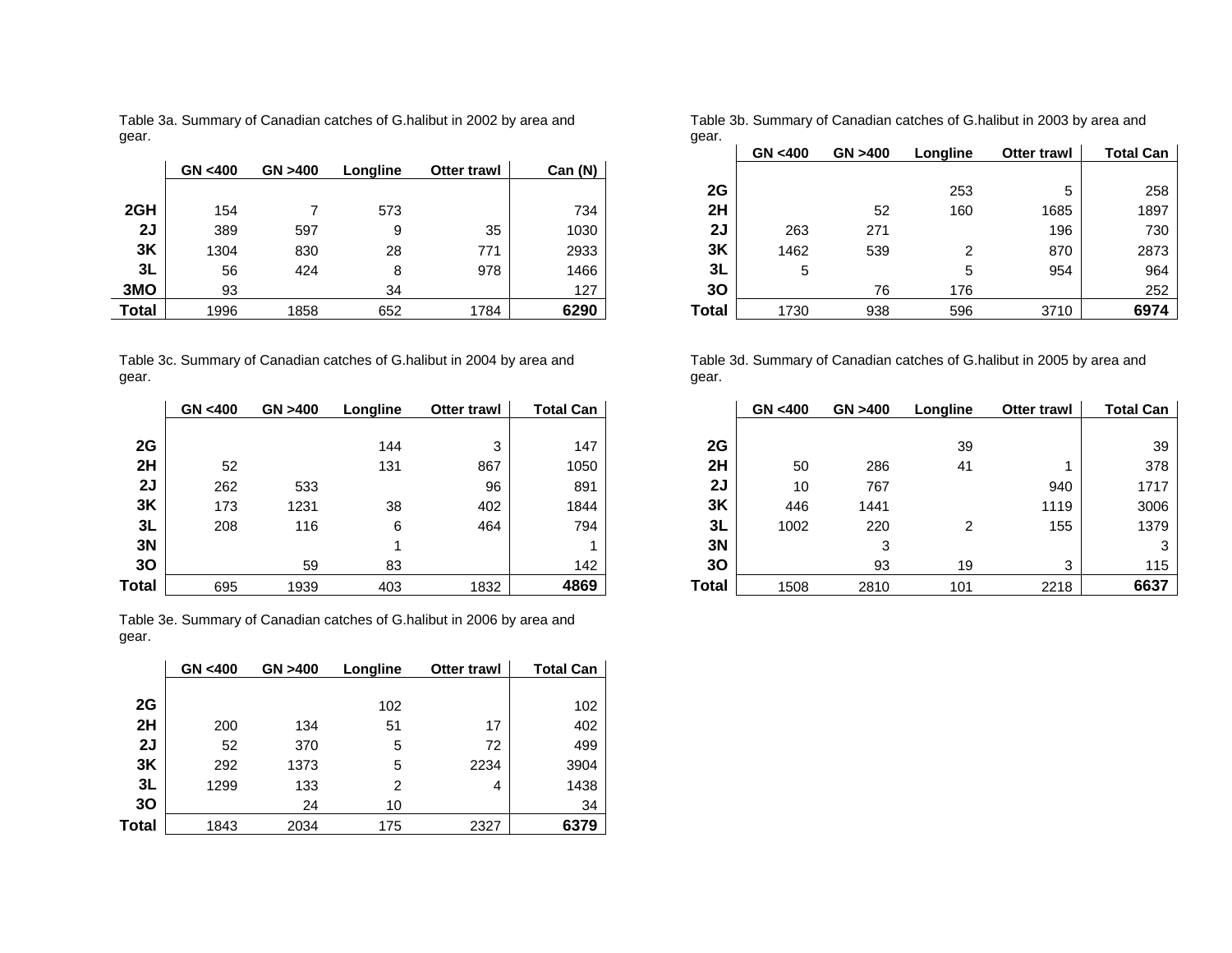Table 3a. Summary of Canadian catches of G.halibut in 2002 by area and gear.

| | GN <400 | GN >400 | Longline | Otter trawl | Can (N) |
|---|---|---|---|---|---|
| **2GH** | 154 | 7 | 573 | | 734 |
| **2J** | 389 | 597 | 9 | 35 | 1030 |
| **3K** | 1304 | 830 | 28 | 771 | 2933 |
| **3L** | 56 | 424 | 8 | 978 | 1466 |
| **3MO** | 93 | | 34 | | 127 |
| **Total** | 1996 | 1858 | 652 | 1784 | **6290** |

Table 3b. Summary of Canadian catches of G.halibut in 2003 by area and gear.

| | GN <400 | GN >400 | Longline | Otter trawl | Total Can |
|---|---|---|---|---|---|
| **2G** | | | 253 | 5 | 258 |
| **2H** | | 52 | 160 | 1685 | 1897 |
| **2J** | 263 | 271 | | 196 | 730 |
| **3K** | 1462 | 539 | 2 | 870 | 2873 |
| **3L** | 5 | | 5 | 954 | 964 |
| **3O** | | 76 | 176 | | 252 |
| **Total** | 1730 | 938 | 596 | 3710 | **6974** |

Table 3c. Summary of Canadian catches of G.halibut in 2004 by area and gear.

| | GN <400 | GN >400 | Longline | Otter trawl | Total Can |
|---|---|---|---|---|---|
| **2G** | | | 144 | 3 | 147 |
| **2H** | 52 | | 131 | 867 | 1050 |
| **2J** | 262 | 533 | | 96 | 891 |
| **3K** | 173 | 1231 | 38 | 402 | 1844 |
| **3L** | 208 | 116 | 6 | 464 | 794 |
| **3N** | | | 1 | | 1 |
| **3O** | | 59 | 83 | | 142 |
| **Total** | 695 | 1939 | 403 | 1832 | **4869** |

Table 3d. Summary of Canadian catches of G.halibut in 2005 by area and gear.

| | GN <400 | GN >400 | Longline | Otter trawl | Total Can |
|---|---|---|---|---|---|
| **2G** | | | 39 | | 39 |
| **2H** | 50 | 286 | 41 | 1 | 378 |
| **2J** | 10 | 767 | | 940 | 1717 |
| **3K** | 446 | 1441 | | 1119 | 3006 |
| **3L** | 1002 | 220 | 2 | 155 | 1379 |
| **3N** | | 3 | | | 3 |
| **3O** | | 93 | 19 | 3 | 115 |
| **Total** | 1508 | 2810 | 101 | 2218 | **6637** |

Table 3e. Summary of Canadian catches of G.halibut in 2006 by area and gear.

| | GN <400 | GN >400 | Longline | Otter trawl | Total Can |
|---|---|---|---|---|---|
| **2G** | | | 102 | | 102 |
| **2H** | 200 | 134 | 51 | 17 | 402 |
| **2J** | 52 | 370 | 5 | 72 | 499 |
| **3K** | 292 | 1373 | 5 | 2234 | 3904 |
| **3L** | 1299 | 133 | 2 | 4 | 1438 |
| **3O** | | 24 | 10 | | 34 |
| **Total** | 1843 | 2034 | 175 | 2327 | **6379** |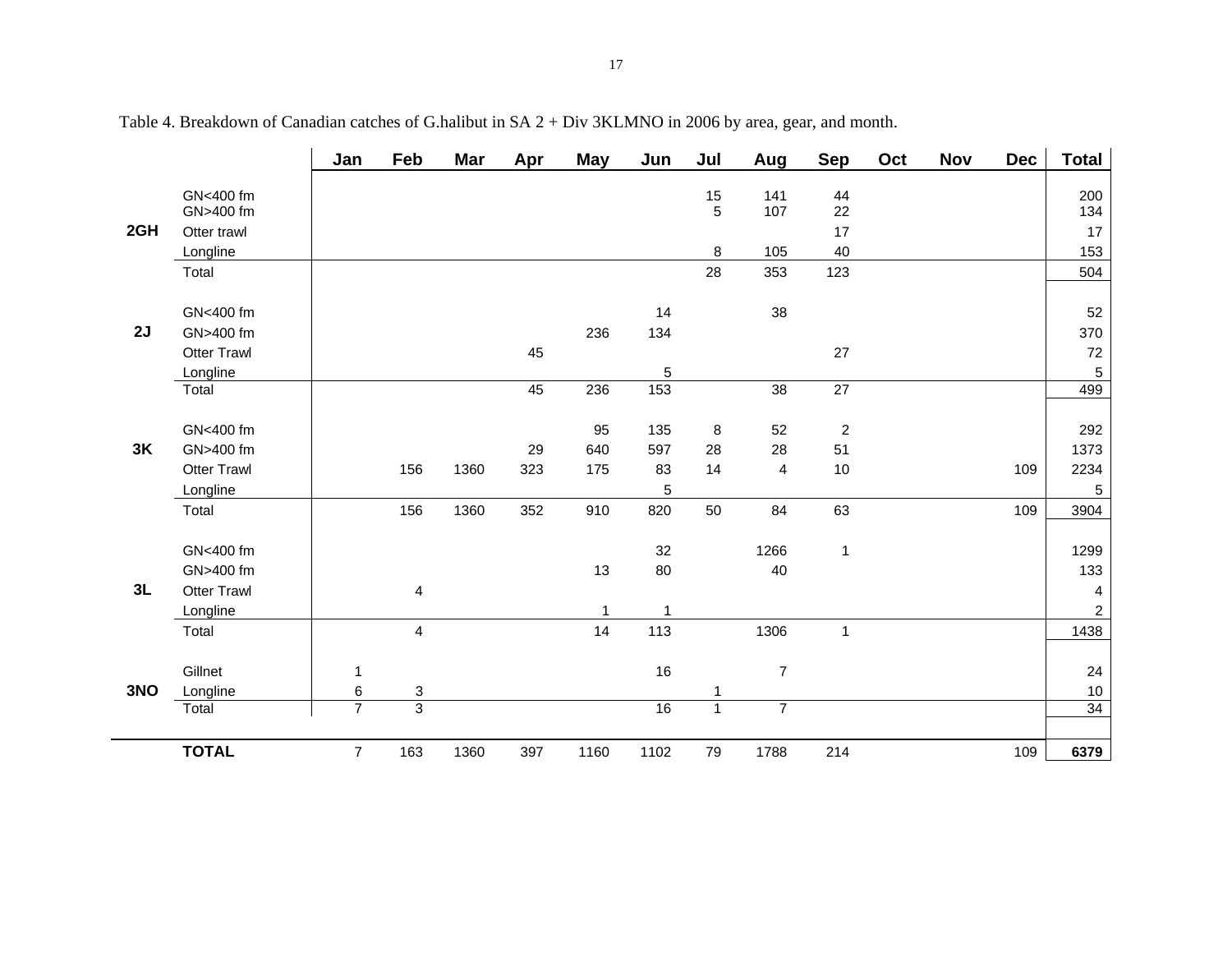Table 4. Breakdown of Canadian catches of G.halibut in SA 2 + Div 3KLMNO in 2006 by area, gear, and month.

| | | Jan | Feb | Mar | Apr | May | Jun | Jul | Aug | Sep | Oct | Nov | Dec | Total |
|---|---|---|---|---|---|---|---|---|---|---|---|---|---|---|
| 2GH | GN<400 fm | | | | | | | 15 | 141 | 44 | | | | 200 |
| | GN>400 fm | | | | | | | 5 | 107 | 22 | | | | 134 |
| | Otter trawl | | | | | | | | | 17 | | | | 17 |
| | Longline | | | | | | | 8 | 105 | 40 | | | | 153 |
| | Total | | | | | | | 28 | 353 | 123 | | | | 504 |
| 2J | GN<400 fm | | | | | | 14 | | 38 | | | | | 52 |
| | GN>400 fm | | | | | 236 | 134 | | | | | | | 370 |
| | Otter Trawl | | | | 45 | | | | | 27 | | | | 72 |
| | Longline | | | | | | 5 | | | | | | | 5 |
| | Total | | | | 45 | 236 | 153 | | 38 | 27 | | | | 499 |
| 3K | GN<400 fm | | | | | 95 | 135 | 8 | 52 | 2 | | | | 292 |
| | GN>400 fm | | | | 29 | 640 | 597 | 28 | 28 | 51 | | | | 1373 |
| | Otter Trawl | | 156 | 1360 | 323 | 175 | 83 | 14 | 4 | 10 | | | 109 | 2234 |
| | Longline | | | | | | 5 | | | | | | | 5 |
| | Total | | 156 | 1360 | 352 | 910 | 820 | 50 | 84 | 63 | | | 109 | 3904 |
| 3L | GN<400 fm | | | | | | 32 | | 1266 | 1 | | | | 1299 |
| | GN>400 fm | | | | | 13 | 80 | | 40 | | | | | 133 |
| | Otter Trawl | | 4 | | | | | | | | | | | 4 |
| | Longline | | | | | 1 | 1 | | | | | | | 2 |
| | Total | | 4 | | | 14 | 113 | | 1306 | 1 | | | | 1438 |
| 3NO | Gillnet | 1 | | | | | 16 | | 7 | | | | | 24 |
| | Longline | 6 | 3 | | | | | 1 | | | | | | 10 |
| | Total | 7 | 3 | | | | 16 | 1 | 7 | | | | | 34 |
| | **TOTAL** | 7 | 163 | 1360 | 397 | 1160 | 1102 | 79 | 1788 | 214 | | | 109 | **6379** |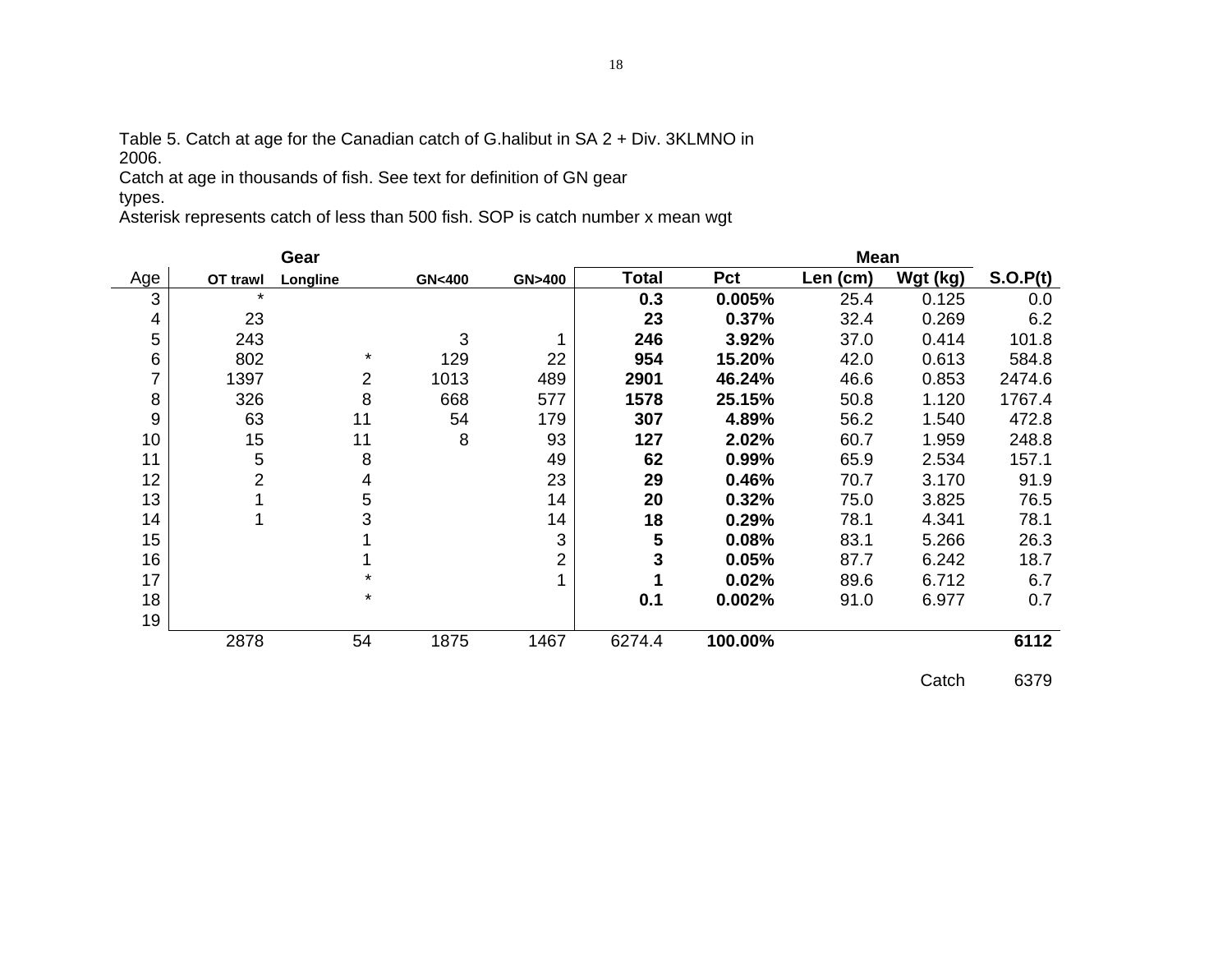Table 5. Catch at age for the Canadian catch of G.halibut in SA 2 + Div. 3KLMNO in 2006.
Catch at age in thousands of fish. See text for definition of GN gear types.
Asterisk represents catch of less than 500 fish. SOP is catch number x mean wgt

| | Gear | | | | | | Mean | | |
|---|---|---|---|---|---|---|---|---|---|
| Age | OT trawl | Longline | GN<400 | GN>400 | **Total** | **Pct** | Len (cm) | Wgt (kg) | **S.O.P(t)** |
| 3 | * | | | | **0.3** | **0.005%** | 25.4 | 0.125 | 0.0 |
| 4 | 23 | | | | **23** | **0.37%** | 32.4 | 0.269 | 6.2 |
| 5 | 243 | | 3 | 1 | **246** | **3.92%** | 37.0 | 0.414 | 101.8 |
| 6 | 802 | * | 129 | 22 | **954** | **15.20%** | 42.0 | 0.613 | 584.8 |
| 7 | 1397 | 2 | 1013 | 489 | **2901** | **46.24%** | 46.6 | 0.853 | 2474.6 |
| 8 | 326 | 8 | 668 | 577 | **1578** | **25.15%** | 50.8 | 1.120 | 1767.4 |
| 9 | 63 | 11 | 54 | 179 | **307** | **4.89%** | 56.2 | 1.540 | 472.8 |
| 10 | 15 | 11 | 8 | 93 | **127** | **2.02%** | 60.7 | 1.959 | 248.8 |
| 11 | 5 | 8 | | 49 | **62** | **0.99%** | 65.9 | 2.534 | 157.1 |
| 12 | 2 | 4 | | 23 | **29** | **0.46%** | 70.7 | 3.170 | 91.9 |
| 13 | 1 | 5 | | 14 | **20** | **0.32%** | 75.0 | 3.825 | 76.5 |
| 14 | 1 | 3 | | 14 | **18** | **0.29%** | 78.1 | 4.341 | 78.1 |
| 15 | | 1 | | 3 | **5** | **0.08%** | 83.1 | 5.266 | 26.3 |
| 16 | | 1 | | 2 | **3** | **0.05%** | 87.7 | 6.242 | 18.7 |
| 17 | | * | | 1 | **1** | **0.02%** | 89.6 | 6.712 | 6.7 |
| 18 | | * | | | **0.1** | **0.002%** | 91.0 | 6.977 | 0.7 |
| 19 | | | | | | | | | |
| | 2878 | 54 | 1875 | 1467 | 6274.4 | **100.00%** | | | **6112** |
| | | | | | | | | Catch | 6379 |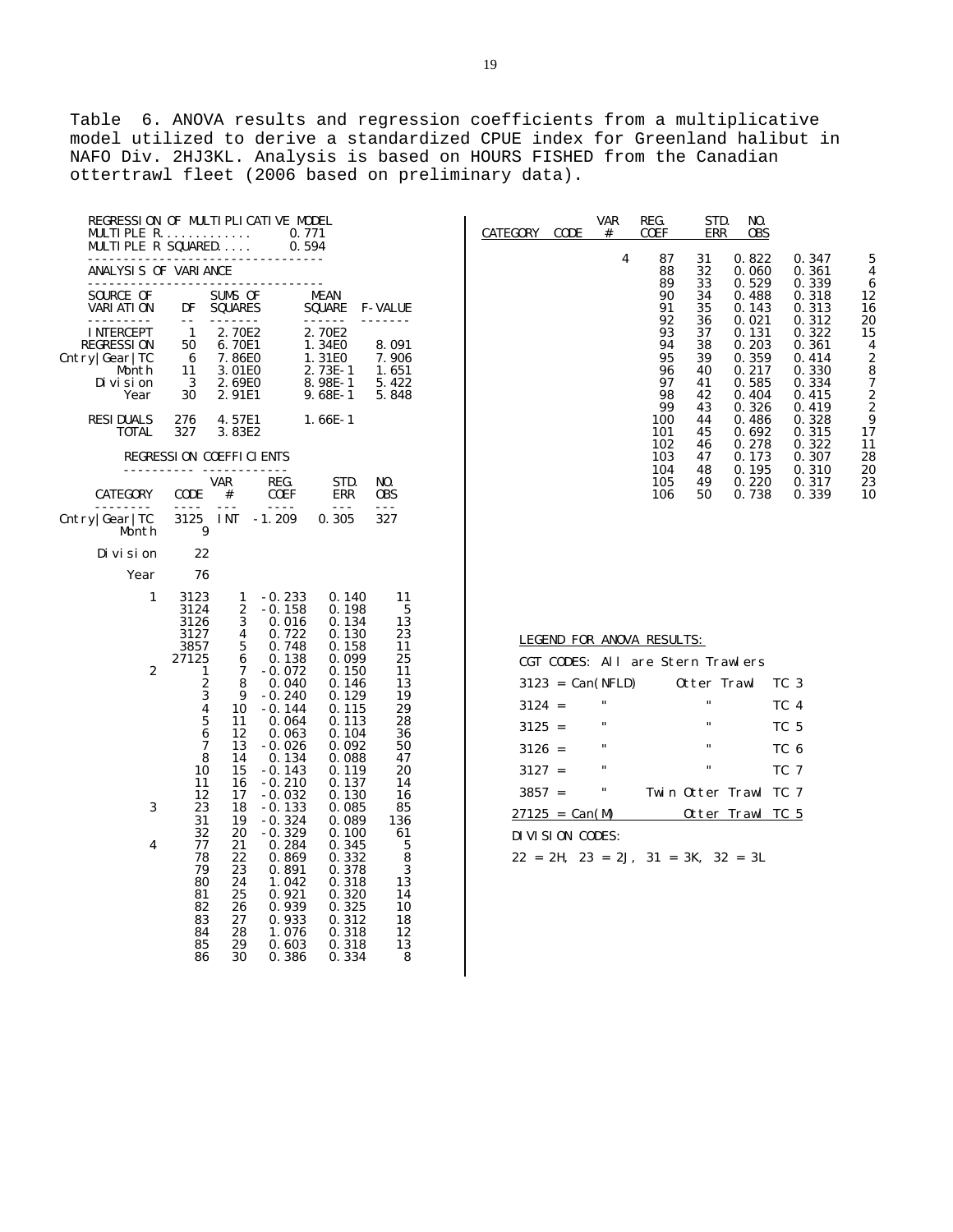Table 6. ANOVA results and regression coefficients from a multiplicative model utilized to derive a standardized CPUE index for Greenland halibut in NAFO Div. 2HJ3KL. Analysis is based on HOURS FISHED from the Canadian ottertrawl fleet (2006 based on preliminary data).

REGRESSION OF MULTIPLICATIVE MODEL

MULTIPLE R............ 0.771

MULTIPLE R SQUARED..... 0.594

ANALYSIS OF VARIANCE

| SOURCE OF VARIATION | DF | SUMS OF SQUARES | MEAN SQUARE | F-VALUE |
|---|---|---|---|---|
| INTERCEPT | 1 | 2.70E2 | 2.70E2 | |
| REGRESSION | 50 | 6.70E1 | 1.34E0 | 8.091 |
| Cntry\|Gear\|TC | 6 | 7.86E0 | 1.31E0 | 7.906 |
| Month | 11 | 3.01E0 | 2.73E-1 | 1.651 |
| Division | 3 | 2.69E0 | 8.98E-1 | 5.422 |
| Year | 30 | 2.91E1 | 9.68E-1 | 5.848 |
| RESIDUALS | 276 | 4.57E1 | 1.66E-1 | |
| TOTAL | 327 | 3.83E2 | | |

REGRESSION COEFFICIENTS

| CATEGORY | CODE | VAR # | REG. COEF | STD. ERR | NO. OBS |
|---|---|---|---|---|---|
| Cntry\|Gear\|TC | 3125 | INT | -1.209 | 0.305 | 327 |
| Month | 9 | | | | |
| Division | 22 | | | | |
| Year | 76 | | | | |
| 1 | 3123 | 1 | -0.233 | 0.140 | 11 |
| | 3124 | 2 | -0.158 | 0.198 | 5 |
| | 3126 | 3 | 0.016 | 0.134 | 13 |
| | 3127 | 4 | 0.722 | 0.130 | 23 |
| | 3857 | 5 | 0.748 | 0.158 | 11 |
| | 27125 | 6 | 0.138 | 0.099 | 25 |
| 2 | 1 | 7 | -0.072 | 0.150 | 11 |
| | 2 | 8 | 0.040 | 0.146 | 13 |
| | 3 | 9 | -0.240 | 0.129 | 19 |
| | 4 | 10 | -0.144 | 0.115 | 29 |
| | 5 | 11 | 0.064 | 0.113 | 28 |
| | 6 | 12 | 0.063 | 0.104 | 36 |
| | 7 | 13 | -0.026 | 0.092 | 50 |
| | 8 | 14 | 0.134 | 0.088 | 47 |
| | 10 | 15 | -0.143 | 0.119 | 20 |
| | 11 | 16 | -0.210 | 0.137 | 14 |
| | 12 | 17 | -0.032 | 0.130 | 16 |
| 3 | 23 | 18 | -0.133 | 0.085 | 85 |
| | 31 | 19 | -0.324 | 0.089 | 136 |
| | 32 | 20 | -0.329 | 0.100 | 61 |
| 4 | 77 | 21 | 0.284 | 0.345 | 5 |
| | 78 | 22 | 0.869 | 0.332 | 8 |
| | 79 | 23 | 0.891 | 0.378 | 3 |
| | 80 | 24 | 1.042 | 0.318 | 13 |
| | 81 | 25 | 0.921 | 0.320 | 14 |
| | 82 | 26 | 0.939 | 0.325 | 10 |
| | 83 | 27 | 0.933 | 0.312 | 18 |
| | 84 | 28 | 1.076 | 0.318 | 12 |
| | 85 | 29 | 0.603 | 0.318 | 13 |
| | 86 | 30 | 0.386 | 0.334 | 8 |
| 4 | 87 | 31 | 0.822 | 0.347 | 5 |
| | 88 | 32 | 0.060 | 0.361 | 4 |
| | 89 | 33 | 0.529 | 0.339 | 6 |
| | 90 | 34 | 0.488 | 0.318 | 12 |
| | 91 | 35 | 0.143 | 0.313 | 16 |
| | 92 | 36 | 0.021 | 0.312 | 20 |
| | 93 | 37 | 0.131 | 0.322 | 15 |
| | 94 | 38 | 0.203 | 0.361 | 4 |
| | 95 | 39 | 0.359 | 0.414 | 2 |
| | 96 | 40 | 0.217 | 0.330 | 8 |
| | 97 | 41 | 0.585 | 0.334 | 7 |
| | 98 | 42 | 0.404 | 0.415 | 2 |
| | 99 | 43 | 0.326 | 0.419 | 2 |
| | 100 | 44 | 0.486 | 0.328 | 9 |
| | 101 | 45 | 0.692 | 0.315 | 17 |
| | 102 | 46 | 0.278 | 0.322 | 11 |
| | 103 | 47 | 0.173 | 0.307 | 28 |
| | 104 | 48 | 0.195 | 0.310 | 20 |
| | 105 | 49 | 0.220 | 0.317 | 23 |
| | 106 | 50 | 0.738 | 0.339 | 10 |

LEGEND FOR ANOVA RESULTS:

CGT CODES: All are Stern Trawlers

| Code | Country | Gear | TC |
|---|---|---|---|
| 3123 = | Can(NFLD) | Otter Trawl | TC 3 |
| 3124 = | " | " | TC 4 |
| 3125 = | " | " | TC 5 |
| 3126 = | " | " | TC 6 |
| 3127 = | " | " | TC 7 |
| 3857 = | " | Twin Otter Trawl | TC 7 |
| 27125 = | Can(M) | Otter Trawl | TC 5 |

DIVISION CODES:

22 = 2H, 23 = 2J, 31 = 3K, 32 = 3L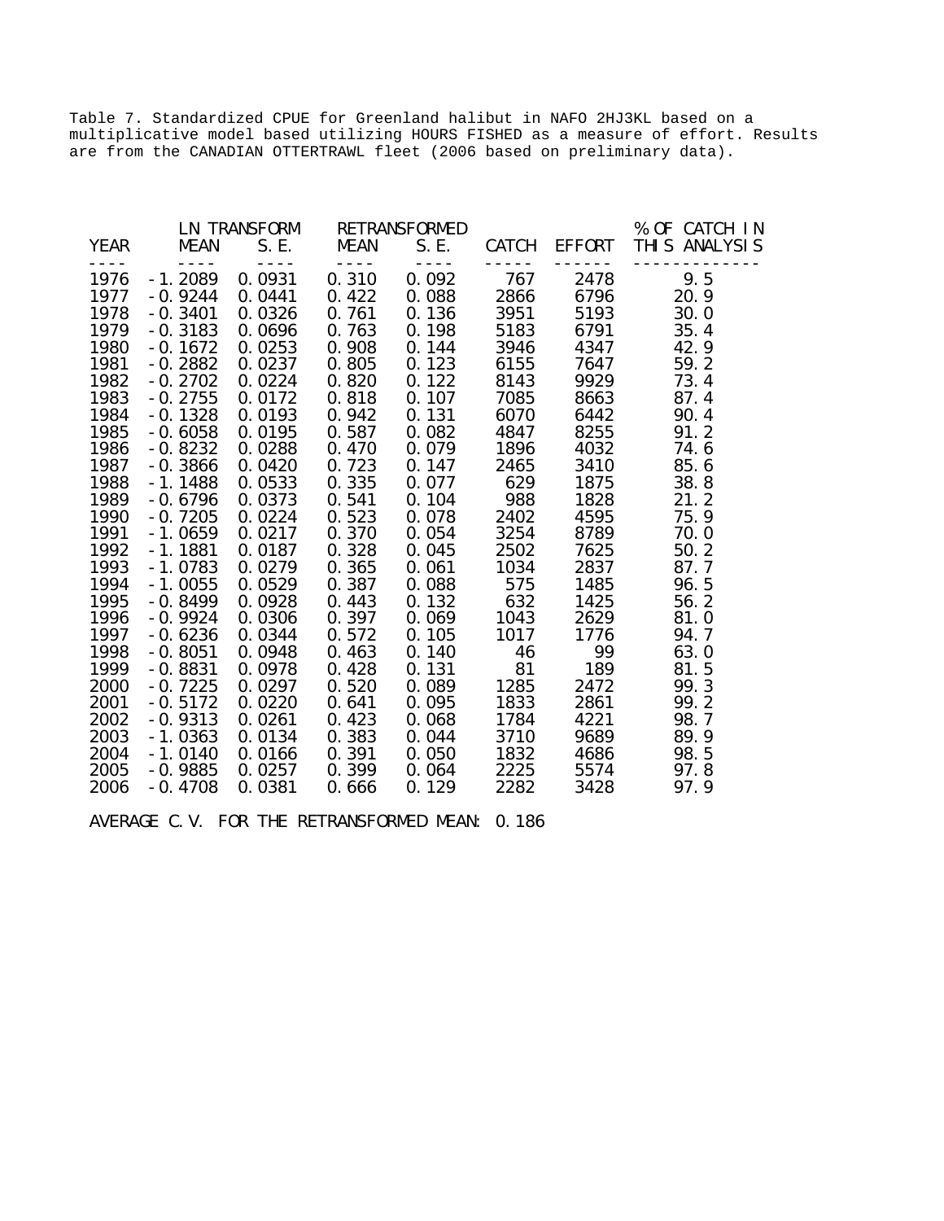Table 7. Standardized CPUE for Greenland halibut in NAFO 2HJ3KL based on a multiplicative model based utilizing HOURS FISHED as a measure of effort. Results are from the CANADIAN OTTERTRAWL fleet (2006 based on preliminary data).

| | LN TRANSFORM | | RETRANSFORMED | | | | % OF CATCH IN |
|---|---|---|---|---|---|---|---|
| YEAR | MEAN | S.E. | MEAN | S.E. | CATCH | EFFORT | THIS ANALYSIS |
| 1976 | -1.2089 | 0.0931 | 0.310 | 0.092 | 767 | 2478 | 9.5 |
| 1977 | -0.9244 | 0.0441 | 0.422 | 0.088 | 2866 | 6796 | 20.9 |
| 1978 | -0.3401 | 0.0326 | 0.761 | 0.136 | 3951 | 5193 | 30.0 |
| 1979 | -0.3183 | 0.0696 | 0.763 | 0.198 | 5183 | 6791 | 35.4 |
| 1980 | -0.1672 | 0.0253 | 0.908 | 0.144 | 3946 | 4347 | 42.9 |
| 1981 | -0.2882 | 0.0237 | 0.805 | 0.123 | 6155 | 7647 | 59.2 |
| 1982 | -0.2702 | 0.0224 | 0.820 | 0.122 | 8143 | 9929 | 73.4 |
| 1983 | -0.2755 | 0.0172 | 0.818 | 0.107 | 7085 | 8663 | 87.4 |
| 1984 | -0.1328 | 0.0193 | 0.942 | 0.131 | 6070 | 6442 | 90.4 |
| 1985 | -0.6058 | 0.0195 | 0.587 | 0.082 | 4847 | 8255 | 91.2 |
| 1986 | -0.8232 | 0.0288 | 0.470 | 0.079 | 1896 | 4032 | 74.6 |
| 1987 | -0.3866 | 0.0420 | 0.723 | 0.147 | 2465 | 3410 | 85.6 |
| 1988 | -1.1488 | 0.0533 | 0.335 | 0.077 | 629 | 1875 | 38.8 |
| 1989 | -0.6796 | 0.0373 | 0.541 | 0.104 | 988 | 1828 | 21.2 |
| 1990 | -0.7205 | 0.0224 | 0.523 | 0.078 | 2402 | 4595 | 75.9 |
| 1991 | -1.0659 | 0.0217 | 0.370 | 0.054 | 3254 | 8789 | 70.0 |
| 1992 | -1.1881 | 0.0187 | 0.328 | 0.045 | 2502 | 7625 | 50.2 |
| 1993 | -1.0783 | 0.0279 | 0.365 | 0.061 | 1034 | 2837 | 87.7 |
| 1994 | -1.0055 | 0.0529 | 0.387 | 0.088 | 575 | 1485 | 96.5 |
| 1995 | -0.8499 | 0.0928 | 0.443 | 0.132 | 632 | 1425 | 56.2 |
| 1996 | -0.9924 | 0.0306 | 0.397 | 0.069 | 1043 | 2629 | 81.0 |
| 1997 | -0.6236 | 0.0344 | 0.572 | 0.105 | 1017 | 1776 | 94.7 |
| 1998 | -0.8051 | 0.0948 | 0.463 | 0.140 | 46 | 99 | 63.0 |
| 1999 | -0.8831 | 0.0978 | 0.428 | 0.131 | 81 | 189 | 81.5 |
| 2000 | -0.7225 | 0.0297 | 0.520 | 0.089 | 1285 | 2472 | 99.3 |
| 2001 | -0.5172 | 0.0220 | 0.641 | 0.095 | 1833 | 2861 | 99.2 |
| 2002 | -0.9313 | 0.0261 | 0.423 | 0.068 | 1784 | 4221 | 98.7 |
| 2003 | -1.0363 | 0.0134 | 0.383 | 0.044 | 3710 | 9689 | 89.9 |
| 2004 | -1.0140 | 0.0166 | 0.391 | 0.050 | 1832 | 4686 | 98.5 |
| 2005 | -0.9885 | 0.0257 | 0.399 | 0.064 | 2225 | 5574 | 97.8 |
| 2006 | -0.4708 | 0.0381 | 0.666 | 0.129 | 2282 | 3428 | 97.9 |

AVERAGE C.V. FOR THE RETRANSFORMED MEAN: 0.186